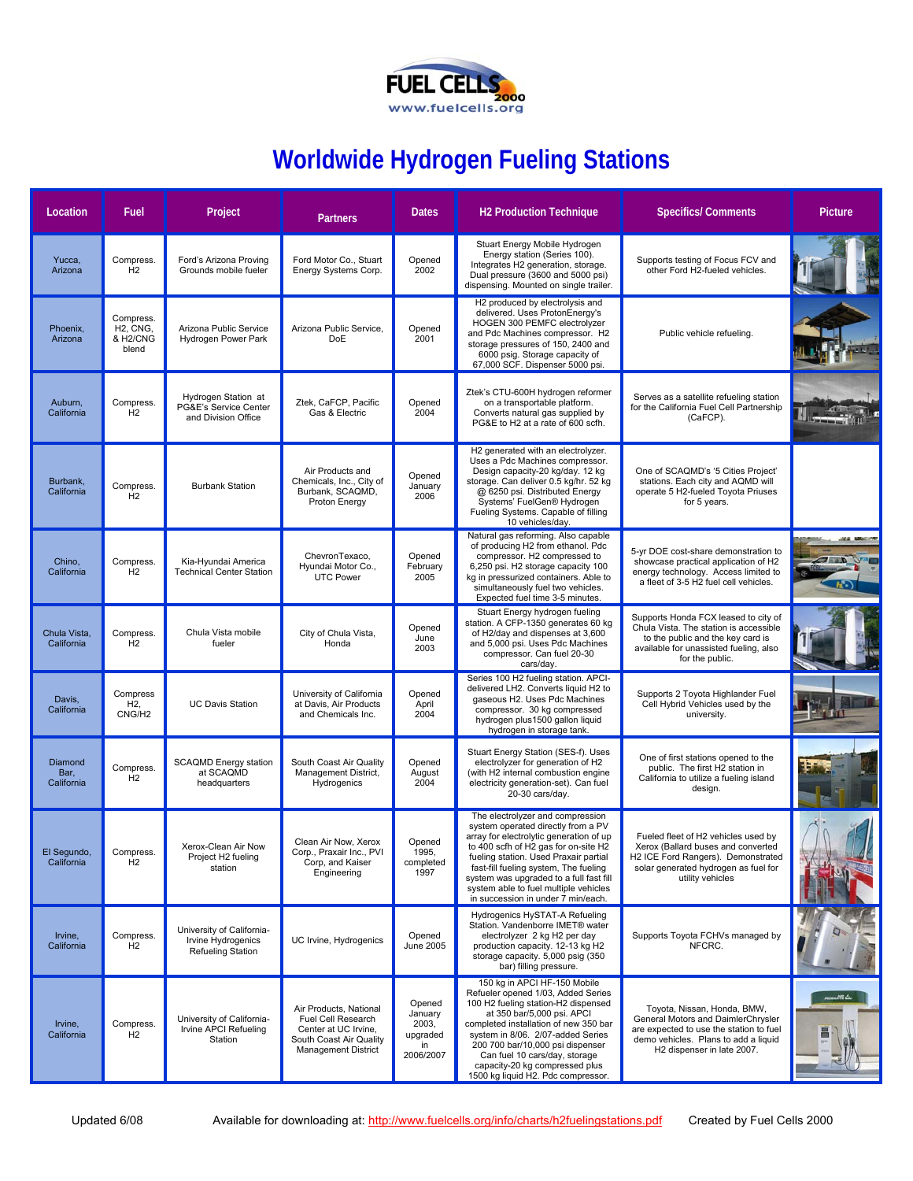# Worldwide Hydrogen Fueling Stations

| Location | Fuel | Project | Partners | Dates | H2 Production Technique | Specifics/ Comments | Picture |
|---|---|---|---|---|---|---|---|
| Yucca, Arizona | Compress. H2 | Ford's Arizona Proving Grounds mobile fueler | Ford Motor Co., Stuart Energy Systems Corp. | Opened 2002 | Stuart Energy Mobile Hydrogen Energy station (Series 100). Integrates H2 generation, storage. Dual pressure (3600 and 5000 psi) dispensing. Mounted on single trailer. | Supports testing of Focus FCV and other Ford H2-fueled vehicles. | |
| Phoenix, Arizona | Compress. H2, CNG, & H2/CNG blend | Arizona Public Service Hydrogen Power Park | Arizona Public Service, DoE | Opened 2001 | H2 produced by electrolysis and delivered. Uses ProtonEnergy's HOGEN 300 PEMFC electrolyzer and Pdc Machines compressor. H2 storage pressures of 150, 2400 and 6000 psig. Storage capacity of 67,000 SCF. Dispenser 5000 psi. | Public vehicle refueling. | |
| Auburn, California | Compress. H2 | Hydrogen Station at PG&E's Service Center and Division Office | Ztek, CaFCP, Pacific Gas & Electric | Opened 2004 | Ztek's CTU-600H hydrogen reformer on a transportable platform. Converts natural gas supplied by PG&E to H2 at a rate of 600 scfh. | Serves as a satellite refueling station for the California Fuel Cell Partnership (CaFCP). | |
| Burbank, California | Compress. H2 | Burbank Station | Air Products and Chemicals, Inc., City of Burbank, SCAQMD, Proton Energy | Opened January 2006 | H2 generated with an electrolyzer. Uses a Pdc Machines compressor. Design capacity-20 kg/day. 12 kg storage. Can deliver 0.5 kg/hr. 52 kg @ 6250 psi. Distributed Energy Systems' FuelGen® Hydrogen Fueling Systems. Capable of filling 10 vehicles/day. | One of SCAQMD's '5 Cities Project' stations. Each city and AQMD will operate 5 H2-fueled Toyota Priuses for 5 years. | |
| Chino, California | Compress. H2 | Kia-Hyundai America Technical Center Station | ChevronTexaco, Hyundai Motor Co., UTC Power | Opened February 2005 | Natural gas reforming. Also capable of producing H2 from ethanol. Pdc compressor. H2 compressed to 6,250 psi. H2 storage capacity 100 kg in pressurized containers. Able to simultaneously fuel two vehicles. Expected fuel time 3-5 minutes. | 5-yr DOE cost-share demonstration to showcase practical application of H2 energy technology. Access limited to a fleet of 3-5 H2 fuel cell vehicles. | |
| Chula Vista, California | Compress. H2 | Chula Vista mobile fueler | City of Chula Vista, Honda | Opened June 2003 | Stuart Energy hydrogen fueling station. A CFP-1350 generates 60 kg of H2/day and dispenses at 3,600 and 5,000 psi. Uses Pdc Machines compressor. Can fuel 20-30 cars/day. | Supports Honda FCX leased to city of Chula Vista. The station is accessible to the public and the key card is available for unassisted fueling, also for the public. | |
| Davis, California | Compress H2, CNG/H2 | UC Davis Station | University of California at Davis, Air Products and Chemicals Inc. | Opened April 2004 | Series 100 H2 fueling station. APCI-delivered LH2. Converts liquid H2 to gaseous H2. Uses Pdc Machines compressor. 30 kg compressed hydrogen plus1500 gallon liquid hydrogen in storage tank. | Supports 2 Toyota Highlander Fuel Cell Hybrid Vehicles used by the university. | |
| Diamond Bar, California | Compress. H2 | SCAQMD Energy station at SCAQMD headquarters | South Coast Air Quality Management District, Hydrogenics | Opened August 2004 | Stuart Energy Station (SES-f). Uses electrolyzer for generation of H2 (with H2 internal combustion engine electricity generation-set). Can fuel 20-30 cars/day. | One of first stations opened to the public. The first H2 station in California to utilize a fueling island design. | |
| El Segundo, California | Compress. H2 | Xerox-Clean Air Now Project H2 fueling station | Clean Air Now, Xerox Corp., Praxair Inc., PVI Corp, and Kaiser Engineering | Opened 1995, completed 1997 | The electrolyzer and compression system operated directly from a PV array for electrolytic generation of up to 400 scfh of H2 gas for on-site H2 fueling station. Used Praxair partial fast-fill fueling system, The fueling system was upgraded to a full fast fill system able to fuel multiple vehicles in succession in under 7 min/each. | Fueled fleet of H2 vehicles used by Xerox (Ballard buses and converted H2 ICE Ford Rangers). Demonstrated solar generated hydrogen as fuel for utility vehicles | |
| Irvine, California | Compress. H2 | University of California-Irvine Hydrogenics Refueling Station | UC Irvine, Hydrogenics | Opened June 2005 | Hydrogenics HySTAT-A Refueling Station. Vandenborre IMET® water electrolyzer 2 kg H2 per day production capacity. 12-13 kg H2 storage capacity. 5,000 psig (350 bar) filling pressure. | Supports Toyota FCHVs managed by NFCRC. | |
| Irvine, California | Compress. H2 | University of California-Irvine APCI Refueling Station | Air Products, National Fuel Cell Research Center at UC Irvine, South Coast Air Quality Management District | Opened January 2003, upgraded in 2006/2007 | 150 kg in APCI HF-150 Mobile Refueler opened 1/03, Added Series 100 H2 fueling station-H2 dispensed at 350 bar/5,000 psi. APCI completed installation of new 350 bar system in 8/06. 2/07-added Series 200 700 bar/10,000 psi dispenser Can fuel 10 cars/day, storage capacity-20 kg compressed plus 1500 kg liquid H2. Pdc compressor. | Toyota, Nissan, Honda, BMW, General Motors and DaimlerChrysler are expected to use the station to fuel demo vehicles. Plans to add a liquid H2 dispenser in late 2007. | |

Updated 6/08 | Available for downloading at: http://www.fuelcells.org/info/charts/h2fuelingstations.pdf | Created by Fuel Cells 2000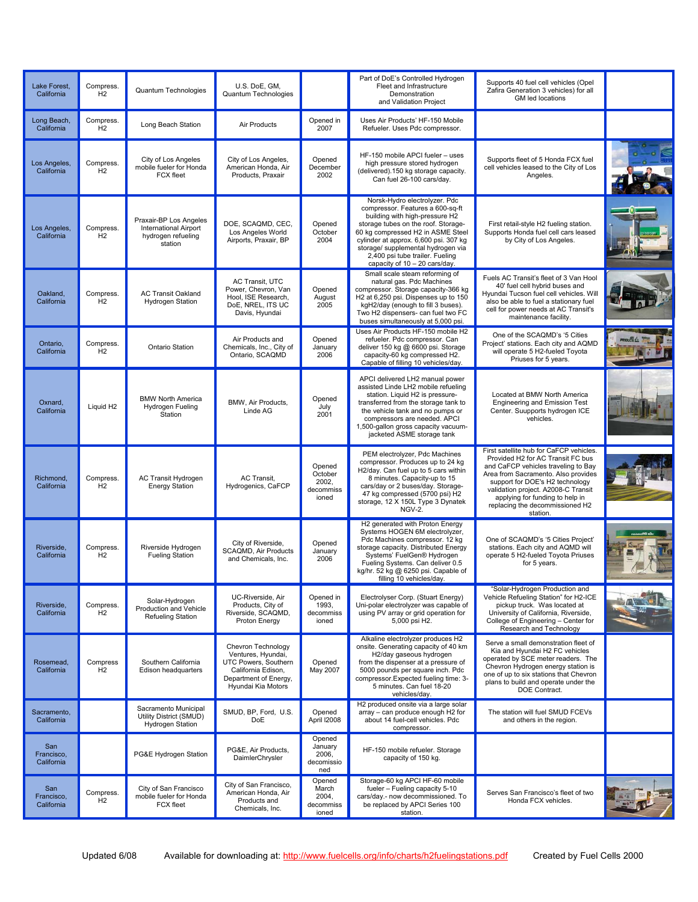| Lake Forest, California | Compress. H2 | Quantum Technologies | U.S. DoE, GM, Quantum Technologies | | Part of DoE's Controlled Hydrogen Fleet and Infrastructure Demonstration and Validation Project | Supports 40 fuel cell vehicles (Opel Zafira Generation 3 vehicles) for all GM led locations | |
|---|---|---|---|---|---|---|---|
| Long Beach, California | Compress. H2 | Long Beach Station | Air Products | Opened in 2007 | Uses Air Products' HF-150 Mobile Refueler. Uses Pdc compressor. | | |
| Los Angeles, California | Compress. H2 | City of Los Angeles mobile fueler for Honda FCX fleet | City of Los Angeles, American Honda, Air Products, Praxair | Opened December 2002 | HF-150 mobile APCI fueler – uses high pressure stored hydrogen (delivered).150 kg storage capacity. Can fuel 26-100 cars/day. | Supports fleet of 5 Honda FCX fuel cell vehicles leased to the City of Los Angeles. | |
| Los Angeles, California | Compress. H2 | Praxair-BP Los Angeles International Airport hydrogen refueling station | DOE, SCAQMD, CEC, Los Angeles World Airports, Praxair, BP | Opened October 2004 | Norsk-Hydro electrolyzer. Pdc compressor. Features a 600-sq-ft building with high-pressure H2 storage tubes on the roof. Storage-60 kg compressed H2 in ASME Steel cylinder at approx. 6,600 psi. 307 kg storage/ supplemental hydrogen via 2,400 psi tube trailer. Fueling capacity of 10 – 20 cars/day. | First retail-style H2 fueling station. Supports Honda fuel cell cars leased by City of Los Angeles. | |
| Oakland, California | Compress. H2 | AC Transit Oakland Hydrogen Station | AC Transit, UTC Power, Chevron, Van Hool, ISE Research, DoE, NREL, ITS UC Davis, Hyundai | Opened August 2005 | Small scale steam reforming of natural gas. Pdc Machines compressor. Storage capacity-366 kg H2 at 6,250 psi. Dispenses up to 150 kgH2/day (enough to fill 3 buses). Two H2 dispensers- can fuel two FC buses simultaneously at 5,000 psi. | Fuels AC Transit's fleet of 3 Van Hool 40' fuel cell hybrid buses and Hyundai Tucson fuel cell vehicles. Will also be able to fuel a stationary fuel cell for power needs at AC Transit's maintenance facility. | |
| Ontario, California | Compress. H2 | Ontario Station | Air Products and Chemicals, Inc., City of Ontario, SCAQMD | Opened January 2006 | Uses Air Products HF-150 mobile H2 refueler. Pdc compressor. Can deliver 150 kg @ 6600 psi. Storage capacity-60 kg compressed H2. Capable of filling 10 vehicles/day. | One of the SCAQMD's '5 Cities Project' stations. Each city and AQMD will operate 5 H2-fueled Toyota Priuses for 5 years. | |
| Oxnard, California | Liquid H2 | BMW North America Hydrogen Fueling Station | BMW, Air Products, Linde AG | Opened July 2001 | APCI delivered LH2 manual power assisted Linde LH2 mobile refueling station. Liquid H2 is pressure-transferred from the storage tank to the vehicle tank and no pumps or compressors are needed. APCI 1,500-gallon gross capacity vacuum-jacketed ASME storage tank | Located at BMW North America Engineering and Emission Test Center. Suupports hydrogen ICE vehicles. | |
| Richmond, California | Compress. H2 | AC Transit Hydrogen Energy Station | AC Transit, Hydrogenics, CaFCP | Opened October 2002, decommissioned | PEM electrolyzer, Pdc Machines compressor. Produces up to 24 kg H2/day. Can fuel up to 5 cars within 8 minutes. Capacity-up to 15 cars/day or 2 buses/day. Storage-47 kg compressed (5700 psi) H2 storage, 12 X 150L Type 3 Dynatek NGV-2. | First satellite hub for CaFCP vehicles. Provided H2 for AC Transit FC bus and CaFCP vehicles traveling to Bay Area from Sacramento. Also provides support for DOE's H2 technology validation project. A2008-C Transit applying for funding to help in replacing the decommissioned H2 station. | |
| Riverside, California | Compress. H2 | Riverside Hydrogen Fueling Station | City of Riverside, SCAQMD, Air Products and Chemicals, Inc. | Opened January 2006 | H2 generated with Proton Energy Systems HOGEN 6M electrolyzer, Pdc Machines compressor. 12 kg storage capacity. Distributed Energy Systems' FuelGen® Hydrogen Fueling Systems. Can deliver 0.5 kg/hr. 52 kg @ 6250 psi. Capable of filling 10 vehicles/day. | One of SCAQMD's '5 Cities Project' stations. Each city and AQMD will operate 5 H2-fueled Toyota Priuses for 5 years. | |
| Riverside, California | Compress. H2 | Solar-Hydrogen Production and Vehicle Refueling Station | UC-Riverside, Air Products, City of Riverside, SCAQMD, Proton Energy | Opened in 1993, decommissioned | Electrolyser Corp. (Stuart Energy) Uni-polar electrolyzer was capable of using PV array or grid operation for 5,000 psi H2. | "Solar-Hydrogen Production and Vehicle Refueling Station" for H2-ICE pickup truck. Was located at University of California, Riverside, College of Engineering – Center for Research and Technology | |
| Rosemead, California | Compress H2 | Southern California Edison headquarters | Chevron Technology Ventures, Hyundai, UTC Powers, Southern California Edison, Department of Energy, Hyundai Kia Motors | Opened May 2007 | Alkaline electrolyzer produces H2 onsite. Generating capacity of 40 km H2/day gaseous hydrogen from the dispenser at a pressure of 5000 pounds per square inch. Pdc compressor.Expected fueling time: 3-5 minutes. Can fuel 18-20 vehicles/day. | Serve a small demonstration fleet of Kia and Hyundai H2 FC vehicles operated by SCE meter readers. The Chevron Hydrogen energy station is one of up to six stations that Chevron plans to build and operate under the DOE Contract. | |
| Sacramento, California | | Sacramento Municipal Utility District (SMUD) Hydrogen Station | SMUD, BP, Ford, U.S. DoE | Opened April I2008 | H2 produced onsite via a large solar array – can produce enough H2 for about 14 fuel-cell vehicles. Pdc compressor. | The station will fuel SMUD FCEVs and others in the region. | |
| San Francisco, California | | PG&E Hydrogen Station | PG&E, Air Products, DaimlerChrysler | Opened January 2006, decomissioned | HF-150 mobile refueler. Storage capacity of 150 kg. | | |
| San Francisco, California | Compress. H2 | City of San Francisco mobile fueler for Honda FCX fleet | City of San Francisco, American Honda, Air Products and Chemicals, Inc. | Opened March 2004, decommissioned | Storage-60 kg APCI HF-60 mobile fueler – Fueling capacity 5-10 cars/day.- now decommissioned. To be replaced by APCI Series 100 station. | Serves San Francisco's fleet of two Honda FCX vehicles. | |

Updated 6/08 Available for downloading at: http://www.fuelcells.org/info/charts/h2fuelingstations.pdf Created by Fuel Cells 2000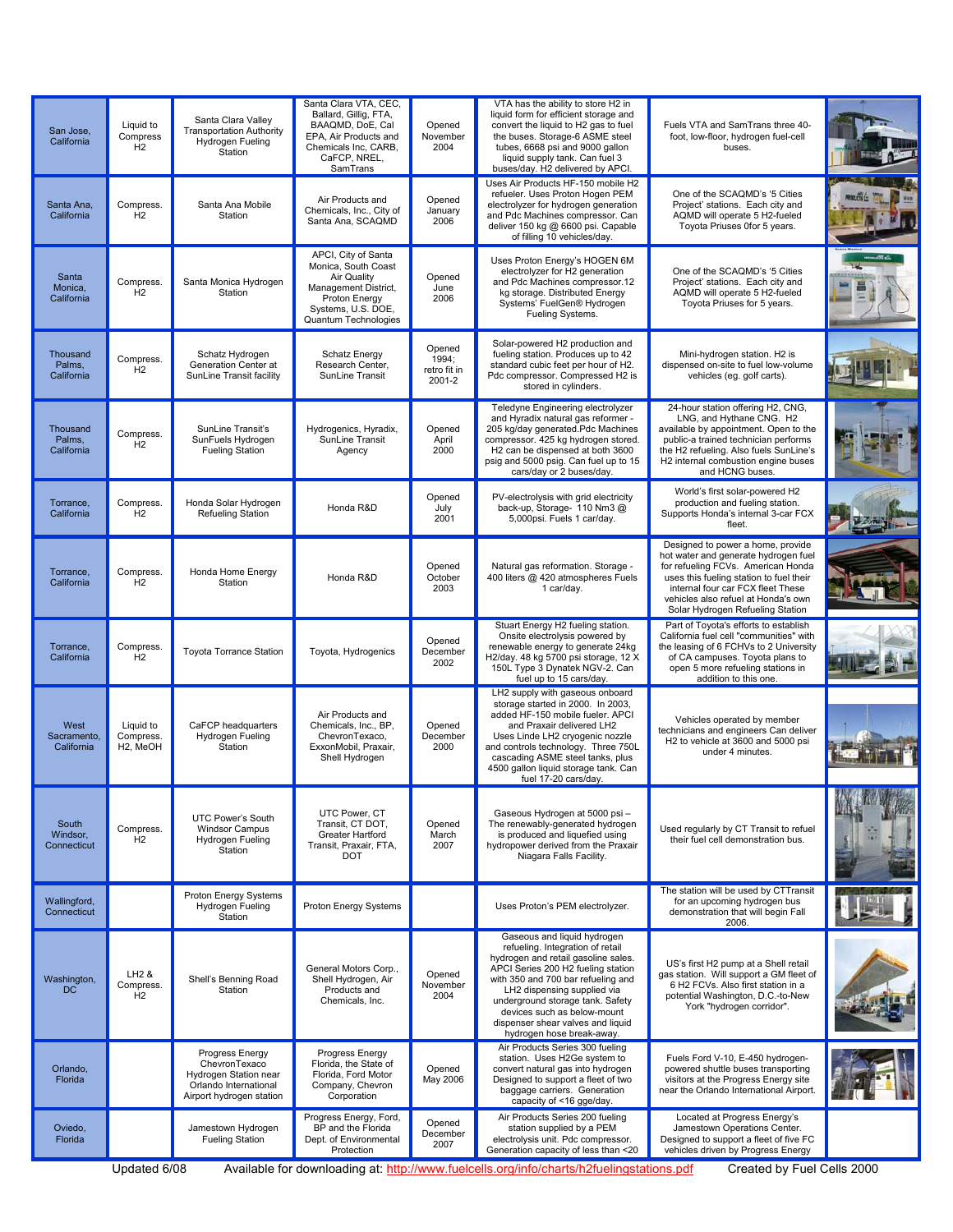| Location | Fuel | Station | Partners | Opened | Technology | Notes | |
|---|---|---|---|---|---|---|---|
| San Jose, California | Liquid to Compress H2 | Santa Clara Valley Transportation Authority Hydrogen Fueling Station | Santa Clara VTA, CEC, Ballard, Gillig, FTA, BAAQMD, DoE, Cal EPA, Air Products and Chemicals Inc, CARB, CaFCP, NREL, SamTrans | Opened November 2004 | VTA has the ability to store H2 in liquid form for efficient storage and convert the liquid to H2 gas to fuel the buses. Storage-6 ASME steel tubes, 6668 psi and 9000 gallon liquid supply tank. Can fuel 3 buses/day. H2 delivered by APCI. | Fuels VTA and SamTrans three 40-foot, low-floor, hydrogen fuel-cell buses. | |
| Santa Ana, California | Compress. H2 | Santa Ana Mobile Station | Air Products and Chemicals, Inc., City of Santa Ana, SCAQMD | Opened January 2006 | Uses Air Products HF-150 mobile H2 refueler. Uses Proton Hogen PEM electrolyzer for hydrogen generation and Pdc Machines compressor. Can deliver 150 kg @ 6600 psi. Capable of filling 10 vehicles/day. | One of the SCAQMD's '5 Cities Project' stations. Each city and AQMD will operate 5 H2-fueled Toyota Priuses 0for 5 years. | |
| Santa Monica, California | Compress. H2 | Santa Monica Hydrogen Station | APCI, City of Santa Monica, South Coast Air Quality Management District, Proton Energy Systems, U.S. DOE, Quantum Technologies | Opened June 2006 | Uses Proton Energy's HOGEN 6M electrolyzer for H2 generation and Pdc Machines compressor.12 kg storage. Distributed Energy Systems' FuelGen® Hydrogen Fueling Systems. | One of the SCAQMD's '5 Cities Project' stations. Each city and AQMD will operate 5 H2-fueled Toyota Priuses for 5 years. | |
| Thousand Palms, California | Compress. H2 | Schatz Hydrogen Generation Center at SunLine Transit facility | Schatz Energy Research Center, SunLine Transit | Opened 1994; retro fit in 2001-2 | Solar-powered H2 production and fueling station. Produces up to 42 standard cubic feet per hour of H2. Pdc compressor. Compressed H2 is stored in cylinders. | Mini-hydrogen station. H2 is dispensed on-site to fuel low-volume vehicles (eg. golf carts). | |
| Thousand Palms, California | Compress. H2 | SunLine Transit's SunFuels Hydrogen Fueling Station | Hydrogenics, Hyradix, SunLine Transit Agency | Opened April 2000 | Teledyne Engineering electrolyzer and Hyradix natural gas reformer - 205 kg/day generated.Pdc Machines compressor. 425 kg hydrogen stored. H2 can be dispensed at both 3600 psig and 5000 psig. Can fuel up to 15 cars/day or 2 buses/day. | 24-hour station offering H2, CNG, LNG, and Hythane CNG. H2 available by appointment. Open to the public-a trained technician performs the H2 refueling. Also fuels SunLine's H2 internal combustion engine buses and HCNG buses. | |
| Torrance, California | Compress. H2 | Honda Solar Hydrogen Refueling Station | Honda R&D | Opened July 2001 | PV-electrolysis with grid electricity back-up, Storage- 110 Nm3 @ 5,000psi. Fuels 1 car/day. | World's first solar-powered H2 production and fueling station. Supports Honda's internal 3-car FCX fleet. | |
| Torrance, California | Compress. H2 | Honda Home Energy Station | Honda R&D | Opened October 2003 | Natural gas reformation. Storage - 400 liters @ 420 atmospheres Fuels 1 car/day. | Designed to power a home, provide hot water and generate hydrogen fuel for refueling FCVs. American Honda uses this fueling station to fuel their internal four car FCX fleet These vehicles also refuel at Honda's own Solar Hydrogen Refueling Station | |
| Torrance, California | Compress. H2 | Toyota Torrance Station | Toyota, Hydrogenics | Opened December 2002 | Stuart Energy H2 fueling station. Onsite electrolysis powered by renewable energy to generate 24kg H2/day. 48 kg 5700 psi storage, 12 X 150L Type 3 Dynatek NGV-2. Can fuel up to 15 cars/day. | Part of Toyota's efforts to establish California fuel cell "communities" with the leasing of 6 FCHVs to 2 University of CA campuses. Toyota plans to open 5 more refueling stations in addition to this one. | |
| West Sacramento, California | Liquid to Compress. H2, MeOH | CaFCP headquarters Hydrogen Fueling Station | Air Products and Chemicals, Inc., BP, ChevronTexaco, ExxonMobil, Praxair, Shell Hydrogen | Opened December 2000 | LH2 supply with gaseous onboard storage started in 2000. In 2003, added HF-150 mobile fueler. APCI and Praxair delivered LH2 Uses Linde LH2 cryogenic nozzle and controls technology. Three 750L cascading ASME steel tanks, plus 4500 gallon liquid storage tank. Can fuel 17-20 cars/day. | Vehicles operated by member technicians and engineers Can deliver H2 to vehicle at 3600 and 5000 psi under 4 minutes. | |
| South Windsor, Connecticut | Compress. H2 | UTC Power's South Windsor Campus Hydrogen Fueling Station | UTC Power, CT Transit, CT DOT, Greater Hartford Transit, Praxair, FTA, DOT | Opened March 2007 | Gaseous Hydrogen at 5000 psi – The renewably-generated hydrogen is produced and liquefied using hydropower derived from the Praxair Niagara Falls Facility. | Used regularly by CT Transit to refuel their fuel cell demonstration bus. | |
| Wallingford, Connecticut | | Proton Energy Systems Hydrogen Fueling Station | Proton Energy Systems | | Uses Proton's PEM electrolyzer. | The station will be used by CTTransit for an upcoming hydrogen bus demonstration that will begin Fall 2006. | |
| Washington, DC | LH2 & Compress. H2 | Shell's Benning Road Station | General Motors Corp., Shell Hydrogen, Air Products and Chemicals, Inc. | Opened November 2004 | Gaseous and liquid hydrogen refueling. Integration of retail hydrogen and retail gasoline sales. APCI Series 200 H2 fueling station with 350 and 700 bar refueling and LH2 dispensing supplied via underground storage tank. Safety devices such as below-mount dispenser shear valves and liquid hydrogen hose break-away. | US's first H2 pump at a Shell retail gas station. Will support a GM fleet of 6 H2 FCVs. Also first station in a potential Washington, D.C.-to-New York "hydrogen corridor". | |
| Orlando, Florida | | Progress Energy ChevronTexaco Hydrogen Station near Orlando International Airport hydrogen station | Progress Energy Florida, the State of Florida, Ford Motor Company, Chevron Corporation | Opened May 2006 | Air Products Series 300 fueling station. Uses H2Ge system to convert natural gas into hydrogen Designed to support a fleet of two baggage carriers. Generation capacity of <16 gge/day. | Fuels Ford V-10, E-450 hydrogen-powered shuttle buses transporting visitors at the Progress Energy site near the Orlando International Airport. | |
| Oviedo, Florida | | Jamestown Hydrogen Fueling Station | Progress Energy, Ford, BP and the Florida Dept. of Environmental Protection | Opened December 2007 | Air Products Series 200 fueling station supplied by a PEM electrolysis unit. Pdc compressor. Generation capacity of less than <20 | Located at Progress Energy's Jamestown Operations Center. Designed to support a fleet of five FC vehicles driven by Progress Energy | |

Updated 6/08 Available for downloading at: http://www.fuelcells.org/info/charts/h2fuelingstations.pdf Created by Fuel Cells 2000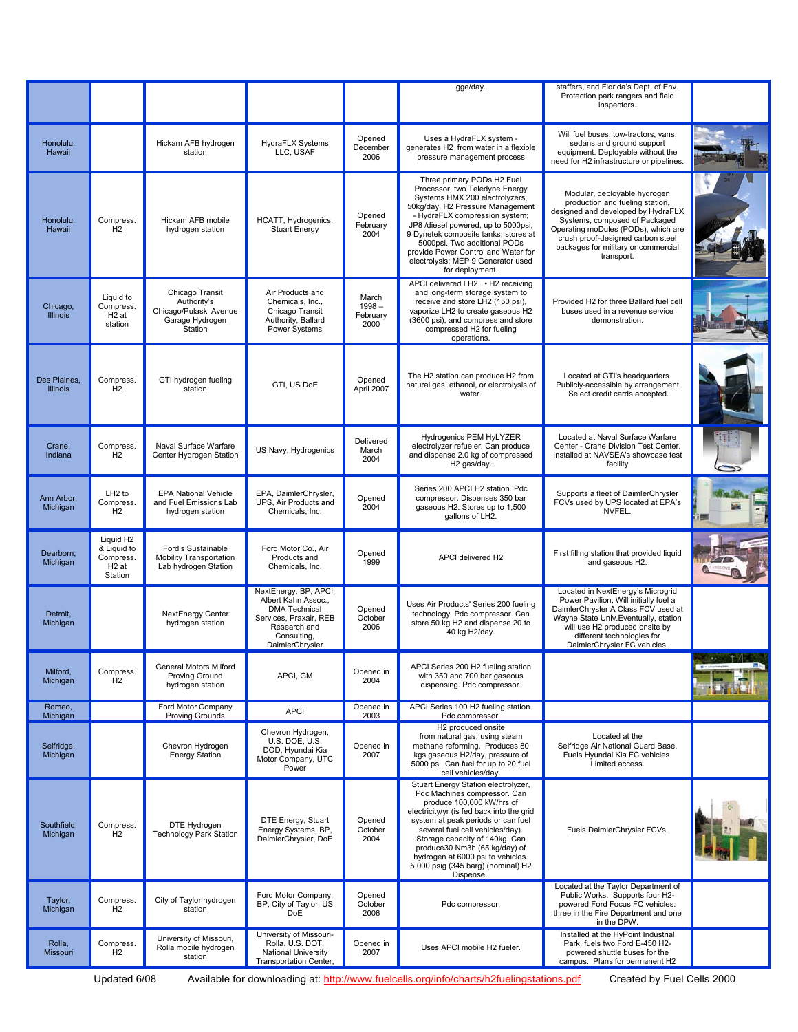| | | | | | | | |
|---|---|---|---|---|---|---|---|
| | | | | | gge/day. | staffers, and Florida's Dept. of Env. Protection park rangers and field inspectors. | |
| Honolulu, Hawaii | | Hickam AFB hydrogen station | HydraFLX Systems LLC, USAF | Opened December 2006 | Uses a HydraFLX system - generates H2 from water in a flexible pressure management process | Will fuel buses, tow-tractors, vans, sedans and ground support equipment. Deployable without the need for H2 infrastructure or pipelines. | |
| Honolulu, Hawaii | Compress. H2 | Hickam AFB mobile hydrogen station | HCATT, Hydrogenics, Stuart Energy | Opened February 2004 | Three primary PODs,H2 Fuel Processor, two Teledyne Energy Systems HMX 200 electrolyzers, 50kg/day, H2 Pressure Management - HydraFLX compression system; JP8 /diesel powered, up to 5000psi, 9 Dynetek composite tanks; stores at 5000psi. Two additional PODs provide Power Control and Water for electrolysis; MEP 9 Generator used for deployment. | Modular, deployable hydrogen production and fueling station, designed and developed by HydraFLX Systems, composed of Packaged Operating moDules (PODs), which are crush proof-designed carbon steel packages for military or commercial transport. | |
| Chicago, Illinois | Liquid to Compress. H2 at station | Chicago Transit Authority's Chicago/Pulaski Avenue Garage Hydrogen Station | Air Products and Chemicals, Inc., Chicago Transit Authority, Ballard Power Systems | March 1998 – February 2000 | APCI delivered LH2. • H2 receiving and long-term storage system to receive and store LH2 (150 psi), vaporize LH2 to create gaseous H2 (3600 psi), and compress and store compressed H2 for fueling operations. | Provided H2 for three Ballard fuel cell buses used in a revenue service demonstration. | |
| Des Plaines, Illinois | Compress. H2 | GTI hydrogen fueling station | GTI, US DoE | Opened April 2007 | The H2 station can produce H2 from natural gas, ethanol, or electrolysis of water. | Located at GTI's headquarters. Publicly-accessible by arrangement. Select credit cards accepted. | |
| Crane, Indiana | Compress. H2 | Naval Surface Warfare Center Hydrogen Station | US Navy, Hydrogenics | Delivered March 2004 | Hydrogenics PEM HyLYZER electrolyzer refueler. Can produce and dispense 2.0 kg of compressed H2 gas/day. | Located at Naval Surface Warfare Center - Crane Division Test Center. Installed at NAVSEA's showcase test facility | |
| Ann Arbor, Michigan | LH2 to Compress. H2 | EPA National Vehicle and Fuel Emissions Lab hydrogen station | EPA, DaimlerChrysler, UPS, Air Products and Chemicals, Inc. | Opened 2004 | Series 200 APCI H2 station. Pdc compressor. Dispenses 350 bar gaseous H2. Stores up to 1,500 gallons of LH2. | Supports a fleet of DaimlerChrysler FCVs used by UPS located at EPA's NVFEL. | |
| Dearborn, Michigan | Liquid H2 & Liquid to Compress. H2 at Station | Ford's Sustainable Mobility Transportation Lab hydrogen Station | Ford Motor Co., Air Products and Chemicals, Inc. | Opened 1999 | APCI delivered H2 | First filling station that provided liquid and gaseous H2. | |
| Detroit, Michigan | | NextEnergy Center hydrogen station | NextEnergy, BP, APCI, Albert Kahn Assoc., DMA Technical Services, Praxair, REB Research and Consulting, DaimlerChrysler | Opened October 2006 | Uses Air Products' Series 200 fueling technology. Pdc compressor. Can store 50 kg H2 and dispense 20 to 40 kg H2/day. | Located in NextEnergy's Microgrid Power Pavilion. Will initially fuel a DaimlerChrysler A Class FCV used at Wayne State Univ.Eventually, station will use H2 produced onsite by different technologies for DaimlerChrysler FC vehicles. | |
| Milford, Michigan | Compress. H2 | General Motors Milford Proving Ground hydrogen station | APCI, GM | Opened in 2004 | APCI Series 200 H2 fueling station with 350 and 700 bar gaseous dispensing. Pdc compressor. | | |
| Romeo, Michigan | | Ford Motor Company Proving Grounds | APCI | Opened in 2003 | APCI Series 100 H2 fueling station. Pdc compressor. | | |
| Selfridge, Michigan | | Chevron Hydrogen Energy Station | Chevron Hydrogen, U.S. DOE, U.S. DOD, Hyundai Kia Motor Company, UTC Power | Opened in 2007 | H2 produced onsite from natural gas, using steam methane reforming. Produces 80 kgs gaseous H2/day, pressure of 5000 psi. Can fuel for up to 20 fuel cell vehicles/day. | Located at the Selfridge Air National Guard Base. Fuels Hyundai Kia FC vehicles. Limited access. | |
| Southfield, Michigan | Compress. H2 | DTE Hydrogen Technology Park Station | DTE Energy, Stuart Energy Systems, DaimlerChrysler, DoE | Opened October 2004 | Stuart Energy Station electrolyzer, Pdc Machines compressor. Can produce 100,000 kW/hrs of electricity/yr (is fed back into the grid system at peak periods or can fuel several fuel cell vehicles/day). Storage capacity of 140kg. Can produce30 Nm3h (65 kg/day) of hydrogen at 6000 psi to vehicles. 5,000 psig (345 barg) (nominal) H2 Dispense.. | Fuels DaimlerChrysler FCVs. | |
| Taylor, Michigan | Compress. H2 | City of Taylor hydrogen station | Ford Motor Company, BP, City of Taylor, US DoE | Opened October 2006 | Pdc compressor. | Located at the Taylor Department of Public Works. Supports four H2-powered Ford Focus FC vehicles: three in the Fire Department and one in the DPW. | |
| Rolla, Missouri | Compress. H2 | University of Missouri, Rolla mobile hydrogen station | University of Missouri-Rolla, U.S. DOT, National University Transportation Center, | Opened in 2007 | Uses APCI mobile H2 fueler. | Installed at the HyPoint Industrial Park, fuels two Ford E-450 H2-powered shuttle buses for the campus. Plans for permanent H2 | |

Updated 6/08 Available for downloading at: http://www.fuelcells.org/info/charts/h2fuelingstations.pdf Created by Fuel Cells 2000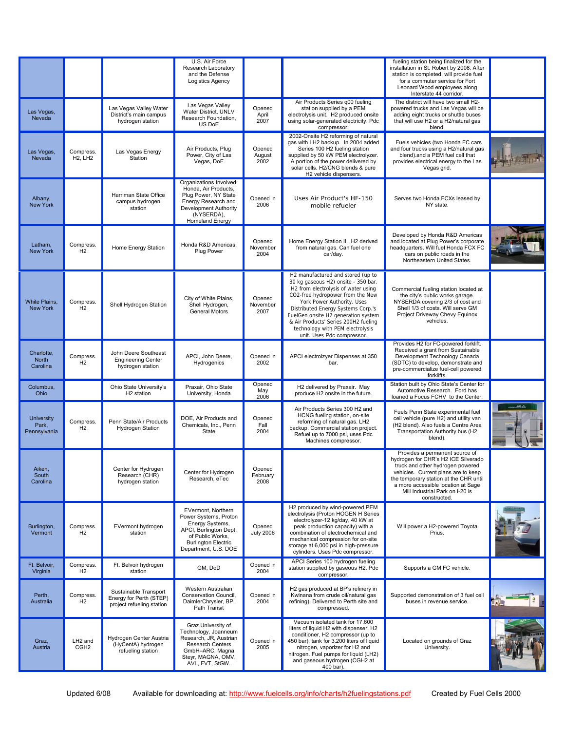| | | | | | | | |
|---|---|---|---|---|---|---|---|
| | | | U.S. Air Force Research Laboratory and the Defense Logistics Agency | | | fueling station being finalized for the installation in St. Robert by 2008. After station is completed, will provide fuel for a commuter service for Fort Leonard Wood employees along Interstate 44 corridor. | |
| Las Vegas, Nevada | | Las Vegas Valley Water District's main campus hydrogen station | Las Vegas Valley Water District, UNLV Research Foundation, US DoE | Opened April 2007 | Air Products Series q00 fueling station supplied by a PEM electrolysis unit. H2 produced onsite using solar-generated electricity. Pdc compressor. | The district will have two small H2-powered trucks and Las Vegas will be adding eight trucks or shuttle buses that will use H2 or a H2/natural gas blend. | |
| Las Vegas, Nevada | Compress. H2, LH2 | Las Vegas Energy Station | Air Products, Plug Power, City of Las Vegas, DoE | Opened August 2002 | 2002-Onsite H2 reforming of natural gas with LH2 backup. In 2004 added Series 100 H2 fueling station supplied by 50 kW PEM electrolyzer. A portion of the power delivered by solar cells. H2/CNG blends & pure H2 vehicle dispensers. | Fuels vehicles (two Honda FC cars and four trucks using a H2/natural gas blend).and a PEM fuel cell that provides electrical energy to the Las Vegas grid. | |
| Albany, New York | | Harriman State Office campus hydrogen station | Organizations Involved: Honda, Air Products, Plug Power, NY State Energy Research and Development Authority (NYSERDA), Homeland Energy | Opened in 2006 | Uses Air Product's HF-150 mobile refueler | Serves two Honda FCXs leased by NY state. | |
| Latham, New York | Compress. H2 | Home Energy Station | Honda R&D Americas, Plug Power | Opened November 2004 | Home Energy Station II. H2 derived from natural gas. Can fuel one car/day. | Developed by Honda R&D Americas and located at Plug Power's corporate headquarters. Will fuel Honda FCX FC cars on public roads in the Northeastern United States. | |
| White Plains, New York | Compress. H2 | Shell Hydrogen Station | City of White Plains, Shell Hydrogen, General Motors | Opened November 2007 | H2 manufactured and stored (up to 30 kg gaseous H2) onsite - 350 bar. H2 from electrolysis of water using CO2-free hydropower from the New York Power Authority. Uses Distributed Energy Systems Corp.'s FuelGen onsite H2 generation system & Air Products' Series 200H2 fueling technology with PEM electrolysis unit. Uses Pdc compressor. | Commercial fueling station located at the city's public works garage. NYSERDA covering 2/3 of cost and Shell 1/3 of costs. Will serve GM Project Driveway Chevy Equinox vehicles. | |
| Charlotte, North Carolina | Compress. H2 | John Deere Southeast Engineering Center hydrogen station | APCI, John Deere, Hydrogenics | Opened in 2002 | APCI electrolzyer Dispenses at 350 bar. | Provides H2 for FC-powered forklift. Received a grant from Sustainable Development Technology Canada (SDTC) to develop, demonstrate and pre-commercialize fuel-cell powered forklifts. | |
| Columbus, Ohio | | Ohio State University's H2 station | Praxair, Ohio State University, Honda | Opened May 2006 | H2 delivered by Praxair. May produce H2 onsite in the future. | Station built by Ohio State's Center for Automotive Research. Ford has loaned a Focus FCHV to the Center. | |
| University Park, Pennsylvania | Compress. H2 | Penn State/Air Products Hydrogen Station | DOE, Air Products and Chemicals, Inc., Penn State | Opened Fall 2004 | Air Products Series 300 H2 and HCNG fueling station, on-site reforming of natural gas. LH2 backup. Commercial station project. Refuel up to 7000 psi, uses Pdc Machines compressor. | Fuels Penn State experimental fuel cell vehicle (pure H2) and utility van (H2 blend). Also fuels a Centre Area Transportation Authority bus (H2 blend). | |
| Aiken, South Carolina | | Center for Hydrogen Research (CHR) hydrogen station | Center for Hydrogen Research, eTec | Opened February 2008 | | Provides a permanent source of hydrogen for CHR's H2 ICE Silverado truck and other hydrogen powered vehicles. Current plans are to keep the temporary station at the CHR until a more accessible location at Sage Mill Industrial Park on I-20 is constructed. | |
| Burlington, Vermont | Compress. H2 | EVermont hydrogen station | EVermont, Northern Power Systems, Proton Energy Systems, APCI, Burlington Dept. of Public Works, Burlington Electric Department, U.S. DOE | Opened July 2006 | H2 produced by wind-powered PEM electrolysis (Proton HOGEN H Series electrolyzer-12 kg/day, 40 kW at peak production capacity) with a combination of electrochemical and mechanical compression for on-site storage at 6,000 psi in high-pressure cylinders. Uses Pdc compressor. | Will power a H2-powered Toyota Prius. | |
| Ft. Belvoir, Virginia | Compress. H2 | Ft. Belvoir hydrogen station | GM, DoD | Opened in 2004 | APCI Series 100 hydrogen fueling station supplied by gaseous H2. Pdc compressor. | Supports a GM FC vehicle. | |
| Perth, Australia | Compress. H2 | Sustainable Transport Energy for Perth (STEP) project refueling station | Western Australian Conservation Council, DaimlerChrysler, BP, Path Transit | Opened in 2004 | H2 gas produced at BP's refinery in Kwinana from crude oil/natural gas refining). Delivered to Perth site and compressed. | Supported demonstration of 3 fuel cell buses in revenue service. | |
| Graz, Austria | LH2 and CGH2 | Hydrogen Center Austria (HyCentA) hydrogen refueling station | Graz University of Technology, Joanneum Research, JR, Austrian Research Centers GmbH–ARC, Magna Steyr, MAGNA, OMV, AVL, FVT, StGW. | Opened in 2005 | Vacuum isolated tank for 17.600 liters of liquid H2 with dispenser, H2 conditioner, H2 compressor (up to 450 bar), tank for 3.200 liters of liquid nitrogen, vaporizer for H2 and nitrogen. Fuel pumps for liquid (LH2) and gaseous hydrogen (CGH2 at 400 bar). | Located on grounds of Graz University. | |

Updated 6/08 Available for downloading at: http://www.fuelcells.org/info/charts/h2fuelingstations.pdf Created by Fuel Cells 2000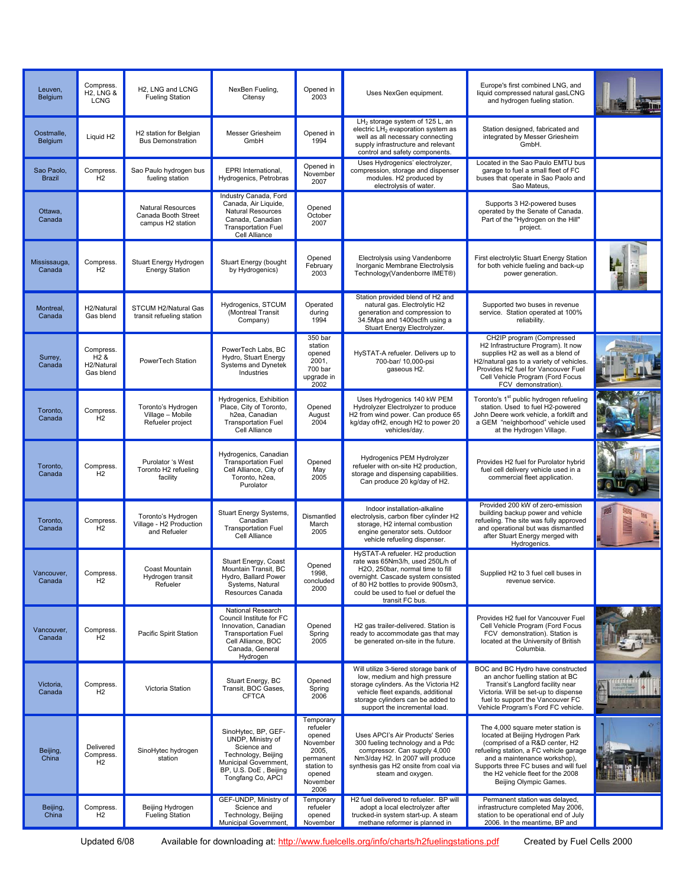| Leuven, Belgium | Compress. H2, LNG & LCNG | H2, LNG and LCNG Fueling Station | NexBen Fueling, Citensy | Opened in 2003 | Uses NexGen equipment. | Europe's first combined LNG, and liquid compressed natural gasLCNG and hydrogen fueling station. | |
|---|---|---|---|---|---|---|---|
| Oostmalle, Belgium | Liquid H2 | H2 station for Belgian Bus Demonstration | Messer Griesheim GmbH | Opened in 1994 | $LH_2$ storage system of 125 L, an electric $LH_2$ evaporation system as well as all necessary connecting supply infrastructure and relevant control and safety components. | Station designed, fabricated and integrated by Messer Griesheim GmbH. | |
| Sao Paolo, Brazil | Compress. H2 | Sao Paulo hydrogen bus fueling station | EPRI International, Hydrogenics, Petrobras | Opened in November 2007 | Uses Hydrogenics' electrolyzer, compression, storage and dispenser modules. H2 produced by electrolysis of water. | Located in the Sao Paulo EMTU bus garage to fuel a small fleet of FC buses that operate in Sao Paolo and Sao Mateus, | |
| Ottawa, Canada | | Natural Resources Canada Booth Street campus H2 station | Industry Canada, Ford Canada, Air Liquide, Natural Resources Canada, Canadian Transportation Fuel Cell Alliance | Opened October 2007 | | Supports 3 H2-powered buses operated by the Senate of Canada. Part of the "Hydrogen on the Hill" project. | |
| Mississauga, Canada | Compress. H2 | Stuart Energy Hydrogen Energy Station | Stuart Energy (bought by Hydrogenics) | Opened February 2003 | Electrolysis using Vandenborre Inorganic Membrane Electrolysis Technology(Vandenborre IMET®) | First electrolytic Stuart Energy Station for both vehicle fueling and back-up power generation. | |
| Montreal, Canada | H2/Natural Gas blend | STCUM H2/Natural Gas transit refueling station | Hydrogenics, STCUM (Montreal Transit Company) | Operated during 1994 | Station provided blend of H2 and natural gas. Electrolytic H2 generation and compression to 34.5Mpa and 1400scf/h using a Stuart Energy Electrolyzer. | Supported two buses in revenue service. Station operated at 100% reliability. | |
| Surrey, Canada | Compress. H2 & H2/Natural Gas blend | PowerTech Station | PowerTech Labs, BC Hydro, Stuart Energy Systems and Dynetek Industries | 350 bar station opened 2001, 700 bar upgrade in 2002 | HySTAT-A refueler. Delivers up to 700-bar/ 10,000-psi gaseous H2. | CH2IP program (Compressed H2 Infrastructure Program). It now supplies H2 as well as a blend of H2/natural gas to a variety of vehicles. Provides H2 fuel for Vancouver Fuel Cell Vehicle Program (Ford Focus FCV demonstration). | |
| Toronto, Canada | Compress. H2 | Toronto's Hydrogen Village – Mobile Refueler project | Hydrogenics, Exhibition Place, City of Toronto, h2ea, Canadian Transportation Fuel Cell Alliance | Opened August 2004 | Uses Hydrogenics 140 kW PEM Hydrolyzer Electrolyzer to produce H2 from wind power. Can produce 65 kg/day ofH2, enough H2 to power 20 vehicles/day. | Toronto's 1st public hydrogen refueling station. Used to fuel H2-powered John Deere work vehicle, a forklift and a GEM "neighborhood" vehicle used at the Hydrogen Village. | |
| Toronto, Canada | Compress. H2 | Purolator 's West Toronto H2 refueling facility | Hydrogenics, Canadian Transportation Fuel Cell Alliance, City of Toronto, h2ea, Purolator | Opened May 2005 | Hydrogenics PEM Hydrolyzer refueler with on-site H2 production, storage and dispensing capabilities. Can produce 20 kg/day of H2. | Provides H2 fuel for Purolator hybrid fuel cell delivery vehicle used in a commercial fleet application. | |
| Toronto, Canada | Compress. H2 | Toronto's Hydrogen Village - H2 Production and Refueler | Stuart Energy Systems, Canadian Transportation Fuel Cell Alliance | Dismantled March 2005 | Indoor installation-alkaline electrolysis, carbon fiber cylinder H2 storage, H2 internal combustion engine generator sets. Outdoor vehicle refueling dispenser. | Provided 200 kW of zero-emission building backup power and vehicle refueling. The site was fully approved and operational but was dismantled after Stuart Energy merged with Hydrogenics. | |
| Vancouver, Canada | Compress. H2 | Coast Mountain Hydrogen transit Refueler | Stuart Energy, Coast Mountain Transit, BC Hydro, Ballard Power Systems, Natural Resources Canada | Opened 1998, concluded 2000 | HySTAT-A refueler. H2 production rate was 65Nm3/h, used 250L/h of H2O, 250bar, normal time to fill overnight. Cascade system consisted of 80 H2 bottles to provide 900sm3, could be used to fuel or defuel the transit FC bus. | Supplied H2 to 3 fuel cell buses in revenue service. | |
| Vancouver, Canada | Compress. H2 | Pacific Spirit Station | National Research Council Institute for FC Innovation, Canadian Transportation Fuel Cell Alliance, BOC Canada, General Hydrogen | Opened Spring 2005 | H2 gas trailer-delivered. Station is ready to accommodate gas that may be generated on-site in the future. | Provides H2 fuel for Vancouver Fuel Cell Vehicle Program (Ford Focus FCV demonstration). Station is located at the University of British Columbia. | |
| Victoria, Canada | Compress. H2 | Victoria Station | Stuart Energy, BC Transit, BOC Gases, CFTCA | Opened Spring 2006 | Will utilize 3-tiered storage bank of low, medium and high pressure storage cylinders. As the Victoria H2 vehicle fleet expands, additional storage cylinders can be added to support the incremental load. | BOC and BC Hydro have constructed an anchor fuelling station at BC Transit's Langford facility near Victoria. Will be set-up to dispense fuel to support the Vancouver FC Vehicle Program's Ford FC vehicle. | |
| Beijing, China | Delivered Compress. H2 | SinoHytec hydrogen station | SinoHytec, BP, GEF-UNDP, Ministry of Science and Technology, Beijing Municipal Government, BP, U.S. DoE , Beijing Tongfang Co, APCI | Temporary refueler opened November 2005, permanent station to opened November 2006 | Uses APCI's Air Products' Series 300 fueling technology and a Pdc compressor. Can supply 4,000 Nm3/day H2. In 2007 will produce synthesis gas H2 onsite from coal via steam and oxygen. | The 4,000 square meter station is located at Beijing Hydrogen Park (comprised of a R&D center, H2 refueling station, a FC vehicle garage and a maintenance workshop), Supports three FC buses and will fuel the H2 vehicle fleet for the 2008 Beijing Olympic Games. | |
| Beijing, China | Compress. H2 | Beijing Hydrogen Fueling Station | GEF-UNDP, Ministry of Science and Technology, Beijing Municipal Government, | Temporary refueler opened November | H2 fuel delivered to refueler. BP will adopt a local electrolyzer after trucked-in system start-up. A steam methane reformer is planned in | Permanent station was delayed, infrastructure completed May 2006, station to be operational end of July 2006. In the meantime, BP and | |

Updated 6/08 Available for downloading at: http://www.fuelcells.org/info/charts/h2fuelingstations.pdf Created by Fuel Cells 2000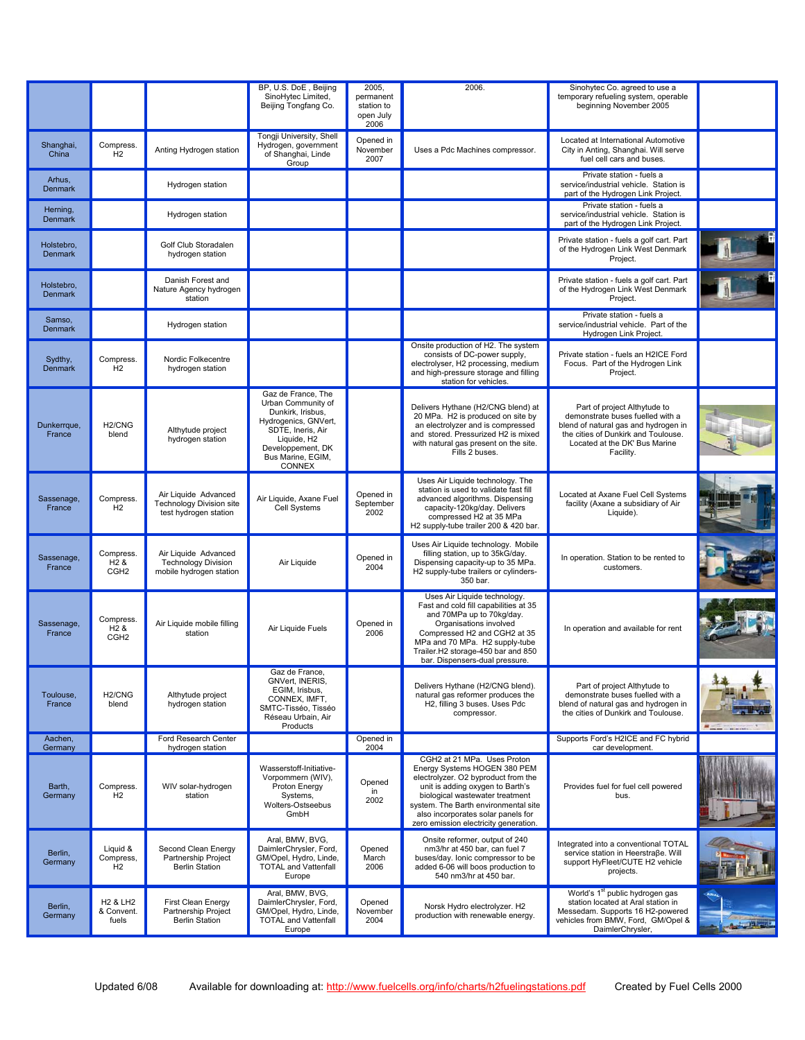| | | | | | | | |
|---|---|---|---|---|---|---|---|
| | | | BP, U.S. DoE , Beijing SinoHytec Limited, Beijing Tongfang Co. | 2005, permanent station to open July 2006 | 2006. | Sinohytec Co. agreed to use a temporary refueling system, operable beginning November 2005 | |
| Shanghai, China | Compress. H2 | Anting Hydrogen station | Tongji University, Shell Hydrogen, government of Shanghai, Linde Group | Opened in November 2007 | Uses a Pdc Machines compressor. | Located at International Automotive City in Anting, Shanghai. Will serve fuel cell cars and buses. | |
| Arhus, Denmark | | Hydrogen station | | | | Private station - fuels a service/industrial vehicle. Station is part of the Hydrogen Link Project. | |
| Herning, Denmark | | Hydrogen station | | | | Private station - fuels a service/industrial vehicle. Station is part of the Hydrogen Link Project. | |
| Holstebro, Denmark | | Golf Club Storadalen hydrogen station | | | | Private station - fuels a golf cart. Part of the Hydrogen Link West Denmark Project. | |
| Holstebro, Denmark | | Danish Forest and Nature Agency hydrogen station | | | | Private station - fuels a golf cart. Part of the Hydrogen Link West Denmark Project. | |
| Samso, Denmark | | Hydrogen station | | | | Private station - fuels a service/industrial vehicle. Part of the Hydrogen Link Project. | |
| Sydthy, Denmark | Compress. H2 | Nordic Folkecentre hydrogen station | | | Onsite production of H2. The system consists of DC-power supply, electrolyser, H2 processing, medium and high-pressure storage and filling station for vehicles. | Private station - fuels an H2ICE Ford Focus. Part of the Hydrogen Link Project. | |
| Dunkerrque, France | H2/CNG blend | Althytude project hydrogen station | Gaz de France, The Urban Community of Dunkirk, Irisbus, Hydrogenics, GNVert, SDTE, Ineris, Air Liquide, H2 Developpement, DK Bus Marine, EGIM, CONNEX | | Delivers Hythane (H2/CNG blend) at 20 MPa. H2 is produced on site by an electrolyzer and is compressed and stored. Pressurized H2 is mixed with natural gas present on the site. Fills 2 buses. | Part of project Althytude to demonstrate buses fuelled with a blend of natural gas and hydrogen in the cities of Dunkirk and Toulouse. Located at the DK' Bus Marine Facility. | |
| Sassenage, France | Compress. H2 | Air Liquide Advanced Technology Division site test hydrogen station | Air Liquide, Axane Fuel Cell Systems | Opened in September 2002 | Uses Air Liquide technology. The station is used to validate fast fill advanced algorithms. Dispensing capacity-120kg/day. Delivers compressed H2 at 35 MPa H2 supply-tube trailer 200 & 420 bar. | Located at Axane Fuel Cell Systems facility (Axane a subsidiary of Air Liquide). | |
| Sassenage, France | Compress. H2 & CGH2 | Air Liquide Advanced Technology Division mobile hydrogen station | Air Liquide | Opened in 2004 | Uses Air Liquide technology. Mobile filling station, up to 35kG/day. Dispensing capacity-up to 35 MPa. H2 supply-tube trailers or cylinders-350 bar. | In operation. Station to be rented to customers. | |
| Sassenage, France | Compress. H2 & CGH2 | Air Liquide mobile filling station | Air Liquide Fuels | Opened in 2006 | Uses Air Liquide technology. Fast and cold fill capabilities at 35 and 70MPa up to 70kg/day. Organisations involved Compressed H2 and CGH2 at 35 MPa and 70 MPa. H2 supply-tube Trailer.H2 storage-450 bar and 850 bar. Dispensers-dual pressure. | In operation and available for rent | |
| Toulouse, France | H2/CNG blend | Althytude project hydrogen station | Gaz de France, GNVert, INERIS, EGIM, Irisbus, CONNEX, IMFT, SMTC-Tisséo, Tisséo Réseau Urbain, Air Products | | Delivers Hythane (H2/CNG blend). natural gas reformer produces the H2, filling 3 buses. Uses Pdc compressor. | Part of project Althytude to demonstrate buses fuelled with a blend of natural gas and hydrogen in the cities of Dunkirk and Toulouse. | |
| Aachen, Germany | | Ford Research Center hydrogen station | | Opened in 2004 | | Supports Ford's H2ICE and FC hybrid car development. | |
| Barth, Germany | Compress. H2 | WIV solar-hydrogen station | Wasserstoff-Initiative-Vorpommern (WIV), Proton Energy Systems, Wolters-Ostseebus GmbH | Opened in 2002 | CGH2 at 21 MPa. Uses Proton Energy Systems HOGEN 380 PEM electrolyzer. O2 byproduct from the unit is adding oxygen to Barth's biological wastewater treatment system. The Barth environmental site also incorporates solar panels for zero emission electricity generation. | Provides fuel for fuel cell powered bus. | |
| Berlin, Germany | Liquid & Compress. H2 | Second Clean Energy Partnership Project Berlin Station | Aral, BMW, BVG, DaimlerChrysler, Ford, GM/Opel, Hydro, Linde, TOTAL and Vattenfall Europe | Opened March 2006 | Onsite reformer, output of 240 nm3/hr at 450 bar, can fuel 7 buses/day. Ionic compressor to be added 6-06 will boos production to 540 nm3/hr at 450 bar. | Integrated into a conventional TOTAL service station in Heerstraβe. Will support HyFleet/CUTE H2 vehicle projects. | |
| Berlin, Germany | H2 & LH2 & Convent. fuels | First Clean Energy Partnership Project Berlin Station | Aral, BMW, BVG, DaimlerChrysler, Ford, GM/Opel, Hydro, Linde, TOTAL and Vattenfall Europe | Opened November 2004 | Norsk Hydro electrolyzer. H2 production with renewable energy. | World's 1st public hydrogen gas station located at Aral station in Messedam. Supports 16 H2-powered vehicles from BMW, Ford, GM/Opel & DaimlerChrysler, | |

Updated 6/08 Available for downloading at: http://www.fuelcells.org/info/charts/h2fuelingstations.pdf Created by Fuel Cells 2000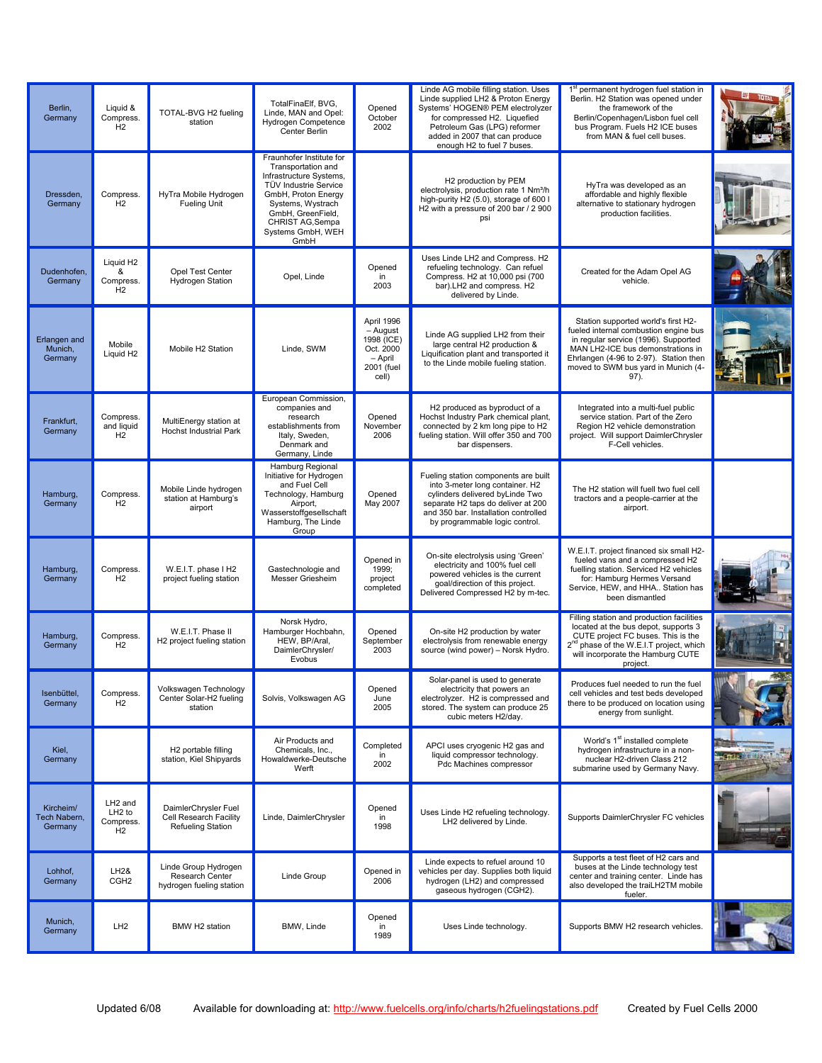| Berlin, Germany | Liquid & Compress. H2 | TOTAL-BVG H2 fueling station | TotalFinaElf, BVG, Linde, MAN and Opel: Hydrogen Competence Center Berlin | Opened October 2002 | Linde AG mobile filling station. Uses Linde supplied LH2 & Proton Energy Systems' HOGEN® PEM electrolyzer for compressed H2. Liquefied Petroleum Gas (LPG) reformer added in 2007 that can produce enough H2 to fuel 7 buses. | 1st permanent hydrogen fuel station in Berlin. H2 Station was opened under the framework of the Berlin/Copenhagen/Lisbon fuel cell bus Program. Fuels H2 ICE buses from MAN & fuel cell buses. | |
|---|---|---|---|---|---|---|---|
| Dressden, Germany | Compress. H2 | HyTra Mobile Hydrogen Fueling Unit | Fraunhofer Institute for Transportation and Infrastructure Systems, TÜV Industrie Service GmbH, Proton Energy Systems, Wystrach GmbH, GreenField, CHRIST AG,Sempa Systems GmbH, WEH GmbH | | H2 production by PEM electrolysis, production rate 1 Nm³/h high-purity H2 (5.0), storage of 600 l H2 with a pressure of 200 bar / 2 900 psi | HyTra was developed as an affordable and highly flexible alternative to stationary hydrogen production facilities. | |
| Dudenhofen, Germany | Liquid H2 & Compress. H2 | Opel Test Center Hydrogen Station | Opel, Linde | Opened in 2003 | Uses Linde LH2 and Compress. H2 refueling technology. Can refuel Compress. H2 at 10,000 psi (700 bar).LH2 and compress. H2 delivered by Linde. | Created for the Adam Opel AG vehicle. | |
| Erlangen and Munich, Germany | Mobile Liquid H2 | Mobile H2 Station | Linde, SWM | April 1996 – August 1998 (ICE) Oct. 2000 – April 2001 (fuel cell) | Linde AG supplied LH2 from their large central H2 production & Liquification plant and transported it to the Linde mobile fueling station. | Station supported world's first H2-fueled internal combustion engine bus in regular service (1996). Supported MAN LH2-ICE bus demonstrations in Ehrlangen (4-96 to 2-97). Station then moved to SWM bus yard in Munich (4-97). | |
| Frankfurt, Germany | Compress. and liquid H2 | MultiEnergy station at Hochst Industrial Park | European Commission, companies and research establishments from Italy, Sweden, Denmark and Germany, Linde | Opened November 2006 | H2 produced as byproduct of a Hochst Industry Park chemical plant, connected by 2 km long pipe to H2 fueling station. Will offer 350 and 700 bar dispensers. | Integrated into a multi-fuel public service station. Part of the Zero Region H2 vehicle demonstration project. Will support DaimlerChrysler F-Cell vehicles. | |
| Hamburg, Germany | Compress. H2 | Mobile Linde hydrogen station at Hamburg's airport | Hamburg Regional Initiative for Hydrogen and Fuel Cell Technology, Hamburg Airport, Wasserstoffgesellschaft Hamburg, The Linde Group | Opened May 2007 | Fueling station components are built into 3-meter long container. H2 cylinders delivered byLinde Two separate H2 taps do deliver at 200 and 350 bar. Installation controlled by programmable logic control. | The H2 station will fuell two fuel cell tractors and a people-carrier at the airport. | |
| Hamburg, Germany | Compress. H2 | W.E.I.T. phase I H2 project fueling station | Gastechnologie and Messer Griesheim | Opened in 1999; project completed | On-site electrolysis using 'Green' electricity and 100% fuel cell powered vehicles is the current goal/direction of this project. Delivered Compressed H2 by m-tec. | W.E.I.T. project financed six small H2-fueled vans and a compressed H2 fuelling station. Serviced H2 vehicles for: Hamburg Hermes Versand Service, HEW, and HHA.. Station has been dismantled | |
| Hamburg, Germany | Compress. H2 | W.E.I.T. Phase II H2 project fueling station | Norsk Hydro, Hamburger Hochbahn, HEW, BP/Aral, DaimlerChrysler/ Evobus | Opened September 2003 | On-site H2 production by water electrolysis from renewable energy source (wind power) – Norsk Hydro. | Filling station and production facilities located at the bus depot, supports 3 CUTE project FC buses. This is the 2nd phase of the W.E.I.T project, which will incorporate the Hamburg CUTE project. | |
| Isenbüttel, Germany | Compress. H2 | Volkswagen Technology Center Solar-H2 fueling station | Solvis, Volkswagen AG | Opened June 2005 | Solar-panel is used to generate electricity that powers an electrolyzer. H2 is compressed and stored. The system can produce 25 cubic meters H2/day. | Produces fuel needed to run the fuel cell vehicles and test beds developed there to be produced on location using energy from sunlight. | |
| Kiel, Germany | | H2 portable filling station, Kiel Shipyards | Air Products and Chemicals, Inc., Howaldwerke-Deutsche Werft | Completed in 2002 | APCI uses cryogenic H2 gas and liquid compressor technology. Pdc Machines compressor | World's 1st installed complete hydrogen infrastructure in a non-nuclear H2-driven Class 212 submarine used by Germany Navy. | |
| Kircheim/ Tech Nabern, Germany | LH2 and LH2 to Compress. H2 | DaimlerChrysler Fuel Cell Research Center Refueling Station | Linde, DaimlerChrysler | Opened in 1998 | Uses Linde H2 refueling technology. LH2 delivered by Linde. | Supports DaimlerChrysler FC vehicles | |
| Lohhof, Germany | LH2& CGH2 | Linde Group Hydrogen Research Center hydrogen fueling station | Linde Group | Opened in 2006 | Linde expects to refuel around 10 vehicles per day. Supplies both liquid hydrogen (LH2) and compressed gaseous hydrogen (CGH2). | Supports a test fleet of H2 cars and buses at the Linde technology test center and training center. Linde has also developed the traiLH2TM mobile fueler. | |
| Munich, Germany | LH2 | BMW H2 station | BMW, Linde | Opened in 1989 | Uses Linde technology. | Supports BMW H2 research vehicles. | |

Updated 6/08 Available for downloading at: http://www.fuelcells.org/info/charts/h2fuelingstations.pdf Created by Fuel Cells 2000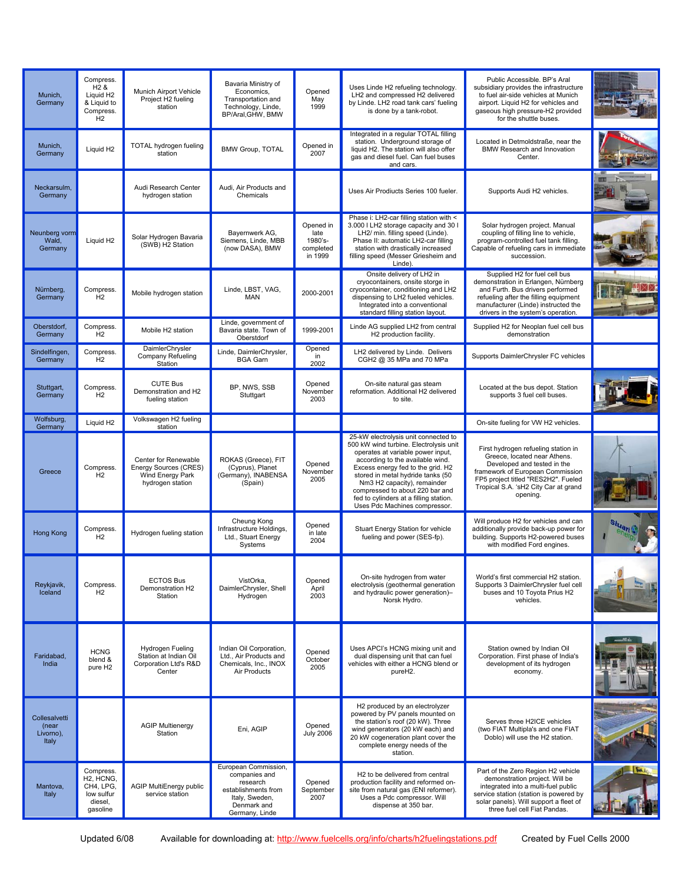| | | | | | | | |
|---|---|---|---|---|---|---|---|
| Munich, Germany | Compress. H2 & Liquid H2 & Liquid to Compress. H2 | Munich Airport Vehicle Project H2 fueling station | Bavaria Ministry of Economics, Transportation and Technology, Linde, BP/Aral,GHW, BMW | Opened May 1999 | Uses Linde H2 refueling technology. LH2 and compressed H2 delivered by Linde. LH2 road tank cars' fueling is done by a tank-robot. | Public Accessible. BP's Aral subsidiary provides the infrastructure to fuel air-side vehicles at Munich airport. Liquid H2 for vehicles and gaseous high pressure-H2 provided for the shuttle buses. | |
| Munich, Germany | Liquid H2 | TOTAL hydrogen fueling station | BMW Group, TOTAL | Opened in 2007 | Integrated in a regular TOTAL filling station. Underground storage of liquid H2. The station will also offer gas and diesel fuel. Can fuel buses and cars. | Located in Detmoldstraße, near the BMW Research and Innovation Center. | |
| Neckarsulm, Germany | | Audi Research Center hydrogen station | Audi, Air Products and Chemicals | | Uses Air Prodiucts Series 100 fueler. | Supports Audi H2 vehicles. | |
| Neunberg vorm Wald, Germany | Liquid H2 | Solar Hydrogen Bavaria (SWB) H2 Station | Bayernwerk AG, Siemens, Linde, MBB (now DASA), BMW | Opened in late 1980's- completed in 1999 | Phase i: LH2-car filling station with < 3.000 l LH2 storage capacity and 30 l LH2/ min. filling speed (Linde). Phase II: automatic LH2-car filling station with drastically increased filling speed (Messer Griesheim and Linde). | Solar hydrogen project. Manual coupling of filling line to vehicle, program-controlled fuel tank filling. Capable of refueling cars in immediate succession. | |
| Nürnberg, Germany | Compress. H2 | Mobile hydrogen station | Linde, LBST, VAG, MAN | 2000-2001 | Onsite delivery of LH2 in cryocontainers, onsite storge in cryocontainer, conditioning and LH2 dispensing to LH2 fueled vehicles. Integrated into a conventional standard filling station layout. | Supplied H2 for fuel cell bus demonstration in Erlangen, Nürnberg and Furth. Bus drivers performed refueling after the filling equipment manufacturer (Linde) instructed the drivers in the system's operation. | |
| Oberstdorf, Germany | Compress. H2 | Mobile H2 station | Linde, government of Bavaria state. Town of Oberstdorf | 1999-2001 | Linde AG supplied LH2 from central H2 production facility. | Supplied H2 for Neoplan fuel cell bus demonstration | |
| Sindelfingen, Germany | Compress. H2 | DaimlerChrysler Company Refueling Station | Linde, DaimlerChrysler, BGA Garn | Opened in 2002 | LH2 delivered by Linde. Delivers CGH2 @ 35 MPa and 70 MPa | Supports DaimlerChrysler FC vehicles | |
| Stuttgart, Germany | Compress. H2 | CUTE Bus Demonstration and H2 fueling station | BP, NWS, SSB Stuttgart | Opened November 2003 | On-site natural gas steam reformation. Additional H2 delivered to site. | Located at the bus depot. Station supports 3 fuel cell buses. | |
| Wolfsburg, Germany | Liquid H2 | Volkswagen H2 fueling station | | | | On-site fueling for VW H2 vehicles. | |
| Greece | Compress. H2 | Center for Renewable Energy Sources (CRES) Wind Energy Park hydrogen station | ROKAS (Greece), FIT (Cyprus), Planet (Germany), INABENSA (Spain) | Opened November 2005 | 25-kW electrolysis unit connected to 500 kW wind turbine. Electrolysis unit operates at variable power input, according to the available wind. Excess energy fed to the grid. H2 stored in metal hydride tanks (50 Nm3 H2 capacity), remainder compressed to about 220 bar and fed to cylinders at a filling station. Uses Pdc Machines compressor. | First hydrogen refueling station in Greece, located near Athens. Developed and tested in the framework of European Commission FP5 project titled "RES2H2". Fueled Tropical S.A. 'sH2 City Car at grand opening. | |
| Hong Kong | Compress. H2 | Hydrogen fueling station | Cheung Kong Infrastructure Holdings, Ltd., Stuart Energy Systems | Opened in late 2004 | Stuart Energy Station for vehicle fueling and power (SES-fp). | Will produce H2 for vehicles and can additionally provide back-up power for building. Supports H2-powered buses with modified Ford engines. | |
| Reykjavik, Iceland | Compress. H2 | ECTOS Bus Demonstration H2 Station | VistOrka, DaimlerChrysler, Shell Hydrogen | Opened April 2003 | On-site hydrogen from water electrolysis (geothermal generation and hydraulic power generation)– Norsk Hydro. | World's first commercial H2 station. Supports 3 DaimlerChrysler fuel cell buses and 10 Toyota Prius H2 vehicles. | |
| Faridabad, India | HCNG blend & pure H2 | Hydrogen Fueling Station at Indian Oil Corporation Ltd's R&D Center | Indian Oil Corporation, Ltd., Air Products and Chemicals, Inc., INOX Air Products | Opened October 2005 | Uses APCI's HCNG mixing unit and dual dispensing unit that can fuel vehicles with either a HCNG blend or pureH2. | Station owned by Indian Oil Corporation. First phase of India's development of its hydrogen economy. | |
| Collesalvetti (near Livorno), Italy | | AGIP Multienergy Station | Eni, AGIP | Opened July 2006 | H2 produced by an electrolyzer powered by PV panels mounted on the station's roof (20 kW). Three wind generators (20 kW each) and 20 kW cogeneration plant cover the complete energy needs of the station. | Serves three H2ICE vehicles (two FIAT Multipla's and one FIAT Doblo) will use the H2 station. | |
| Mantova, Italy | Compress. H2, HCNG, CH4, LPG, low sulfur diesel, gasoline | AGIP MultiEnergy public service station | European Commission, companies and research establishments from Italy, Sweden, Denmark and Germany, Linde | Opened September 2007 | H2 to be delivered from central production facility and reformed on-site from natural gas (ENI reformer). Uses a Pdc compressor. Will dispense at 350 bar. | Part of the Zero Region H2 vehicle demonstration project. Will be integrated into a multi-fuel public service station (station is powered by solar panels). Will support a fleet of three fuel cell Fiat Pandas. | |

Updated 6/08 Available for downloading at: http://www.fuelcells.org/info/charts/h2fuelingstations.pdf Created by Fuel Cells 2000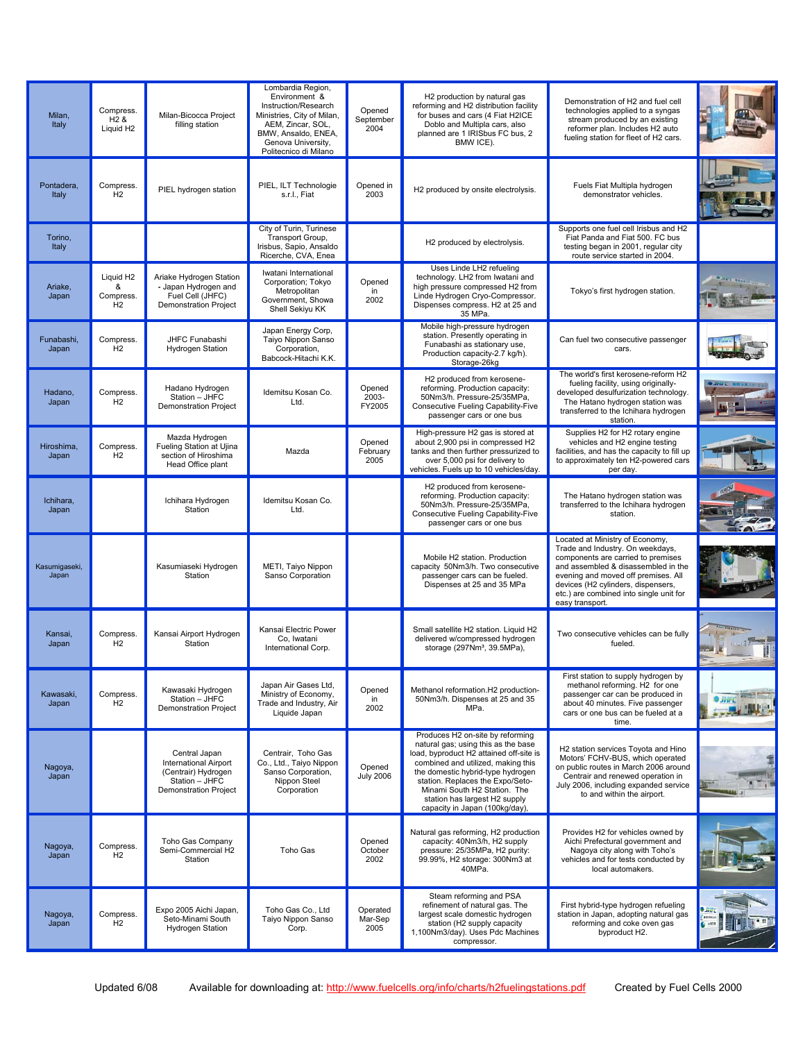| | | | | | | | |
|---|---|---|---|---|---|---|---|
| Milan, Italy | Compress. H2 & Liquid H2 | Milan-Bicocca Project filling station | Lombardia Region, Environment & Instruction/Research Ministries, City of Milan, AEM, Zincar, SOL, BMW, Ansaldo, ENEA, Genova University, Politecnico di Milano | Opened September 2004 | H2 production by natural gas reforming and H2 distribution facility for buses and cars (4 Fiat H2ICE Doblo and Multipla cars, also planned are 1 IRISbus FC bus, 2 BMW ICE). | Demonstration of H2 and fuel cell technologies applied to a syngas stream produced by an existing reformer plan. Includes H2 auto fueling station for fleet of H2 cars. | |
| Pontadera, Italy | Compress. H2 | PIEL hydrogen station | PIEL, ILT Technologie s.r.l., Fiat | Opened in 2003 | H2 produced by onsite electrolysis. | Fuels Fiat Multipla hydrogen demonstrator vehicles. | |
| Torino, Italy | | | City of Turin, Turinese Transport Group, Irisbus, Sapio, Ansaldo Ricerche, CVA, Enea | | H2 produced by electrolysis. | Supports one fuel cell Irisbus and H2 Fiat Panda and Fiat 500. FC bus testing began in 2001, regular city route service started in 2004. | |
| Ariake, Japan | Liquid H2 & Compress. H2 | Ariake Hydrogen Station - Japan Hydrogen and Fuel Cell (JHFC) Demonstration Project | Iwatani International Corporation; Tokyo Metropolitan Government, Showa Shell Sekiyu KK | Opened in 2002 | Uses Linde LH2 refueling technology. LH2 from Iwatani and high pressure compressed H2 from Linde Hydrogen Cryo-Compressor. Dispenses compress. H2 at 25 and 35 MPa. | Tokyo's first hydrogen station. | |
| Funabashi, Japan | Compress. H2 | JHFC Funabashi Hydrogen Station | Japan Energy Corp, Taiyo Nippon Sanso Corporation, Babcock-Hitachi K.K. | | Mobile high-pressure hydrogen station. Presently operating in Funabashi as stationary use, Production capacity-2.7 kg/h). Storage-26kg | Can fuel two consecutive passenger cars. | |
| Hadano, Japan | Compress. H2 | Hadano Hydrogen Station – JHFC Demonstration Project | Idemitsu Kosan Co. Ltd. | Opened 2003-FY2005 | H2 produced from kerosene-reforming. Production capacity: 50Nm3/h. Pressure-25/35MPa, Consecutive Fueling Capability-Five passenger cars or one bus | The world's first kerosene-reform H2 fueling facility, using originally-developed desulfurization technology. The Hatano hydrogen station was transferred to the Ichihara hydrogen station. | |
| Hiroshima, Japan | Compress. H2 | Mazda Hydrogen Fueling Station at Ujina section of Hiroshima Head Office plant | Mazda | Opened February 2005 | High-pressure H2 gas is stored at about 2,900 psi in compressed H2 tanks and then further pressurized to over 5,000 psi for delivery to vehicles. Fuels up to 10 vehicles/day. | Supplies H2 for H2 rotary engine vehicles and H2 engine testing facilities, and has the capacity to fill up to approximately ten H2-powered cars per day. | |
| Ichihara, Japan | | Ichihara Hydrogen Station | Idemitsu Kosan Co. Ltd. | | H2 produced from kerosene-reforming. Production capacity: 50Nm3/h. Pressure-25/35MPa, Consecutive Fueling Capability-Five passenger cars or one bus | The Hatano hydrogen station was transferred to the Ichihara hydrogen station. | |
| Kasumigaseki, Japan | | Kasumiaseki Hydrogen Station | METI, Taiyo Nippon Sanso Corporation | | Mobile H2 station. Production capacity 50Nm3/h. Two consecutive passenger cars can be fueled. Dispenses at 25 and 35 MPa | Located at Ministry of Economy, Trade and Industry. On weekdays, components are carried to premises and assembled & disassembled in the evening and moved off premises. All devices (H2 cylinders, dispensers, etc.) are combined into single unit for easy transport. | |
| Kansai, Japan | Compress. H2 | Kansai Airport Hydrogen Station | Kansai Electric Power Co, Iwatani International Corp. | | Small satellite H2 station. Liquid H2 delivered w/compressed hydrogen storage (297Nm³, 39.5MPa), | Two consecutive vehicles can be fully fueled. | |
| Kawasaki, Japan | Compress. H2 | Kawasaki Hydrogen Station – JHFC Demonstration Project | Japan Air Gases Ltd, Ministry of Economy, Trade and Industry, Air Liquide Japan | Opened in 2002 | Methanol reformation.H2 production- 50Nm3/h. Dispenses at 25 and 35 MPa. | First station to supply hydrogen by methanol reforming. H2 for one passenger car can be produced in about 40 minutes. Five passenger cars or one bus can be fueled at a time. | |
| Nagoya, Japan | | Central Japan International Airport (Centrair) Hydrogen Station – JHFC Demonstration Project | Centrair, Toho Gas Co., Ltd., Taiyo Nippon Sanso Corporation, Nippon Steel Corporation | Opened July 2006 | Produces H2 on-site by reforming natural gas; using this as the base load, byproduct H2 attained off-site is combined and utilized, making this the domestic hybrid-type hydrogen station. Replaces the Expo/Seto-Minami South H2 Station. The station has largest H2 supply capacity in Japan (100kg/day), | H2 station services Toyota and Hino Motors' FCHV-BUS, which operated on public routes in March 2006 around Centrair and renewed operation in July 2006, including expanded service to and within the airport. | |
| Nagoya, Japan | Compress. H2 | Toho Gas Company Semi-Commercial H2 Station | Toho Gas | Opened October 2002 | Natural gas reforming, H2 production capacity: 40Nm3/h, H2 supply pressure: 25/35MPa, H2 purity: 99.99%, H2 storage: 300Nm3 at 40MPa. | Provides H2 for vehicles owned by Aichi Prefectural government and Nagoya city along with Toho's vehicles and for tests conducted by local automakers. | |
| Nagoya, Japan | Compress. H2 | Expo 2005 Aichi Japan, Seto-Minami South Hydrogen Station | Toho Gas Co., Ltd Taiyo Nippon Sanso Corp. | Operated Mar-Sep 2005 | Steam reforming and PSA refinement of natural gas. The largest scale domestic hydrogen station (H2 supply capacity 1,100Nm3/day). Uses Pdc Machines compressor. | First hybrid-type hydrogen refueling station in Japan, adopting natural gas reforming and coke oven gas byproduct H2. | |

Updated 6/08 Available for downloading at: http://www.fuelcells.org/info/charts/h2fuelingstations.pdf Created by Fuel Cells 2000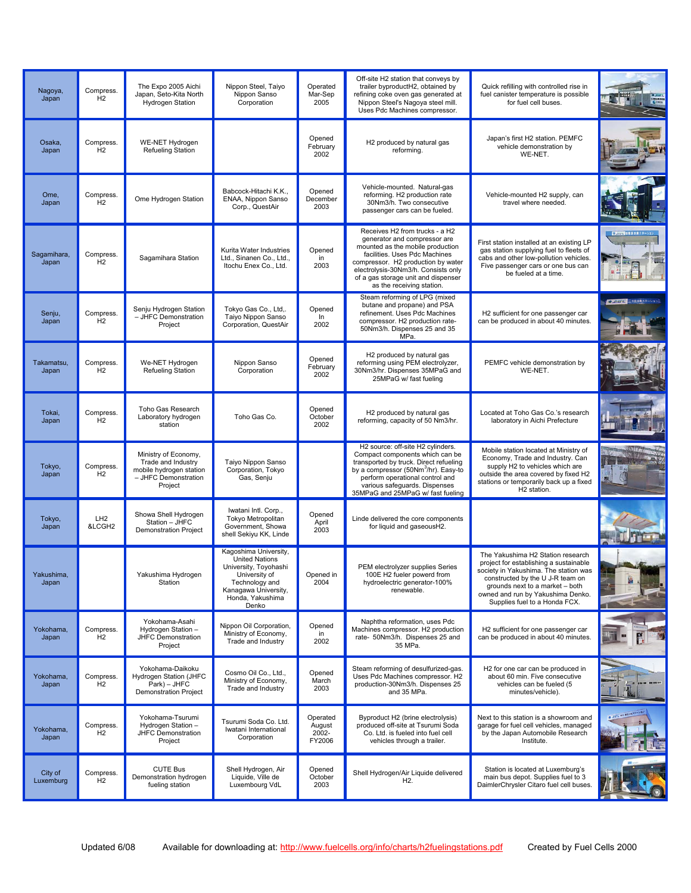| Nagoya, Japan | Compress. H2 | The Expo 2005 Aichi Japan, Seto-Kita North Hydrogen Station | Nippon Steel, Taiyo Nippon Sanso Corporation | Operated Mar-Sep 2005 | Off-site H2 station that conveys by trailer byproductH2, obtained by refining coke oven gas generated at Nippon Steel's Nagoya steel mill. Uses Pdc Machines compressor. | Quick refilling with controlled rise in fuel canister temperature is possible for fuel cell buses. | |
|---|---|---|---|---|---|---|---|
| Osaka, Japan | Compress. H2 | WE-NET Hydrogen Refueling Station | | Opened February 2002 | H2 produced by natural gas reforming. | Japan's first H2 station. PEMFC vehicle demonstration by WE-NET. | |
| Ome, Japan | Compress. H2 | Ome Hydrogen Station | Babcock-Hitachi K.K., ENAA, Nippon Sanso Corp., QuestAir | Opened December 2003 | Vehicle-mounted. Natural-gas reforming. H2 production rate 30Nm3/h. Two consecutive passenger cars can be fueled. | Vehicle-mounted H2 supply, can travel where needed. | |
| Sagamihara, Japan | Compress. H2 | Sagamihara Station | Kurita Water Industries Ltd., Sinanen Co., Ltd., Itochu Enex Co., Ltd. | Opened in 2003 | Receives H2 from trucks - a H2 generator and compressor are mounted as the mobile production facilities. Uses Pdc Machines compressor. H2 production by water electrolysis-30Nm3/h. Consists only of a gas storage unit and dispenser as the receiving station. | First station installed at an existing LP gas station supplying fuel to fleets of cabs and other low-pollution vehicles. Five passenger cars or one bus can be fueled at a time. | |
| Senju, Japan | Compress. H2 | Senju Hydrogen Station – JHFC Demonstration Project | Tokyo Gas Co., Ltd,. Taiyo Nippon Sanso Corporation, QuestAir | Opened In 2002 | Steam reforming of LPG (mixed butane and propane) and PSA refinement. Uses Pdc Machines compressor. H2 production rate- 50Nm3/h. Dispenses 25 and 35 MPa. | H2 sufficient for one passenger car can be produced in about 40 minutes. | |
| Takamatsu, Japan | Compress. H2 | We-NET Hydrogen Refueling Station | Nippon Sanso Corporation | Opened February 2002 | H2 produced by natural gas reforming using PEM electrolyzer, 30Nm3/hr. Dispenses 35MPaG and 25MPaG w/ fast fueling | PEMFC vehicle demonstration by WE-NET. | |
| Tokai, Japan | Compress. H2 | Toho Gas Research Laboratory hydrogen station | Toho Gas Co. | Opened October 2002 | H2 produced by natural gas reforming, capacity of 50 Nm3/hr. | Located at Toho Gas Co.'s research laboratory in Aichi Prefecture | |
| Tokyo, Japan | Compress. H2 | Ministry of Economy, Trade and Industry mobile hydrogen station – JHFC Demonstration Project | Taiyo Nippon Sanso Corporation, Tokyo Gas, Senju | | H2 source: off-site H2 cylinders. Compact components which can be transported by truck. Direct refueling by a compressor (50Nm$^3$/hr). Easy-to perform operational control and various safeguards. Dispenses 35MPaG and 25MPaG w/ fast fueling | Mobile station located at Ministry of Economy, Trade and Industry. Can supply H2 to vehicles which are outside the area covered by fixed H2 stations or temporarily back up a fixed H2 station. | |
| Tokyo, Japan | LH2 &LCGH2 | Showa Shell Hydrogen Station – JHFC Demonstration Project | Iwatani Intl. Corp., Tokyo Metropolitan Government, Showa shell Sekiyu KK, Linde | Opened April 2003 | Linde delivered the core components for liquid and gaseousH2. | | |
| Yakushima, Japan | | Yakushima Hydrogen Station | Kagoshima University, United Nations University, Toyohashi University of Technology and Kanagawa University, Honda, Yakushima Denko | Opened in 2004 | PEM electrolyzer supplies Series 100E H2 fueler powerd from hydroelectric generator-100% renewable. | The Yakushima H2 Station research project for establishing a sustainable society in Yakushima. The station was constructed by the U J-R team on grounds next to a market – both owned and run by Yakushima Denko. Supplies fuel to a Honda FCX. | |
| Yokohama, Japan | Compress. H2 | Yokohama-Asahi Hydrogen Station – JHFC Demonstration Project | Nippon Oil Corporation, Ministry of Economy, Trade and Industry | Opened in 2002 | Naphtha reformation, uses Pdc Machines compressor. H2 production rate- 50Nm3/h. Dispenses 25 and 35 MPa. | H2 sufficient for one passenger car can be produced in about 40 minutes. | |
| Yokohama, Japan | Compress. H2 | Yokohama-Daikoku Hydrogen Station (JHFC Park) – JHFC Demonstration Project | Cosmo Oil Co., Ltd., Ministry of Economy, Trade and Industry | Opened March 2003 | Steam reforming of desulfurized-gas. Uses Pdc Machines compressor. H2 production-30Nm3/h. Dispenses 25 and 35 MPa. | H2 for one car can be produced in about 60 min. Five consecutive vehicles can be fueled (5 minutes/vehicle). | |
| Yokohama, Japan | Compress. H2 | Yokohama-Tsurumi Hydrogen Station – JHFC Demonstration Project | Tsurumi Soda Co. Ltd. Iwatani International Corporation | Operated August 2002-FY2006 | Byproduct H2 (brine electrolysis) produced off-site at Tsurumi Soda Co. Ltd. is fueled into fuel cell vehicles through a trailer. | Next to this station is a showroom and garage for fuel cell vehicles, managed by the Japan Automobile Research Institute. | |
| City of Luxemburg | Compress. H2 | CUTE Bus Demonstration hydrogen fueling station | Shell Hydrogen, Air Liquide, Ville de Luxembourg VdL | Opened October 2003 | Shell Hydrogen/Air Liquide delivered H2. | Station is located at Luxemburg's main bus depot. Supplies fuel to 3 DaimlerChrysler Citaro fuel cell buses. | |

Updated 6/08 Available for downloading at: http://www.fuelcells.org/info/charts/h2fuelingstations.pdf Created by Fuel Cells 2000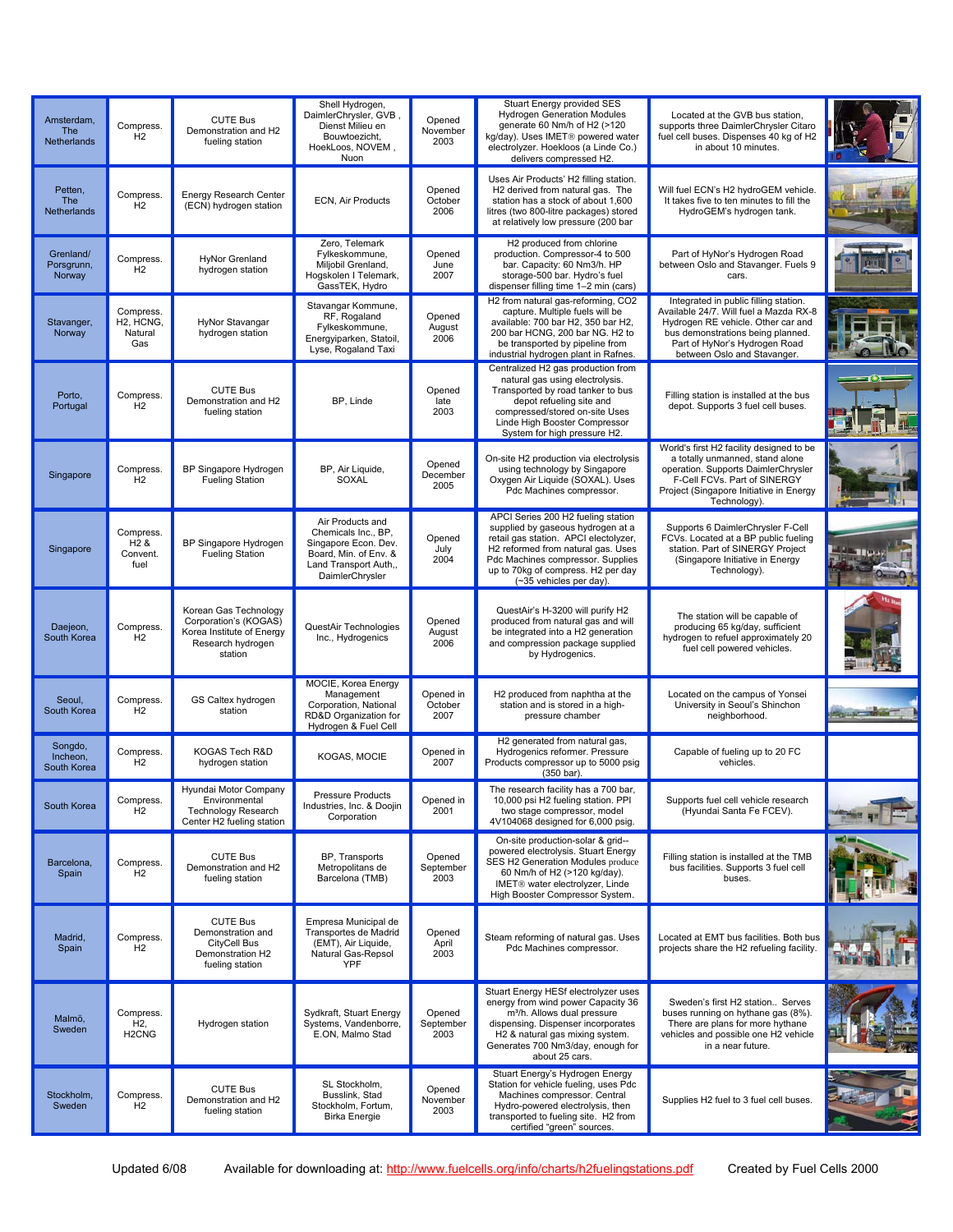| Amsterdam, The Netherlands | Compress. $H_2$ | CUTE Bus Demonstration and H2 fueling station | Shell Hydrogen, DaimlerChrysler, GVB , Dienst Milieu en Bouwtoezicht, HoekLoos, NOVEM , Nuon | Opened November 2003 | Stuart Energy provided SES Hydrogen Generation Modules generate 60 Nm/h of H2 (>120 kg/day). Uses IMET® powered water electrolyzer. Hoekloos (a Linde Co.) delivers compressed H2. | Located at the GVB bus station, supports three DaimlerChrysler Citaro fuel cell buses. Dispenses 40 kg of H2 in about 10 minutes. | |
|---|---|---|---|---|---|---|---|
| Petten, The Netherlands | Compress. $H_2$ | Energy Research Center (ECN) hydrogen station | ECN, Air Products | Opened October 2006 | Uses Air Products' H2 filling station. H2 derived from natural gas. The station has a stock of about 1,600 litres (two 800-litre packages) stored at relatively low pressure (200 bar | Will fuel ECN's H2 hydroGEM vehicle. It takes five to ten minutes to fill the HydroGEM's hydrogen tank. | |
| Grenland/ Porsgrunn, Norway | Compress. $H_2$ | HyNor Grenland hydrogen station | Zero, Telemark Fylkeskommune, Miljobil Grenland, Hogskolen I Telemark, GassTEK, Hydro | Opened June 2007 | H2 produced from chlorine production. Compressor-4 to 500 bar. Capacity: 60 Nm3/h. HP storage-500 bar. Hydro's fuel dispenser filling time 1–2 min (cars) | Part of HyNor's Hydrogen Road between Oslo and Stavanger. Fuels 9 cars. | |
| Stavanger, Norway | Compress. H2, HCNG, Natural Gas | HyNor Stavangar hydrogen station | Stavangar Kommune, RF, Rogaland Fylkeskommune, Energyiparken, Statoil, Lyse, Rogaland Taxi | Opened August 2006 | H2 from natural gas-reforming, CO2 capture. Multiple fuels will be available: 700 bar H2, 350 bar H2, 200 bar HCNG, 200 bar NG. H2 to be transported by pipeline from industrial hydrogen plant in Rafnes. | Integrated in public filling station. Available 24/7. Will fuel a Mazda RX-8 Hydrogen RE vehicle. Other car and bus demonstrations being planned. Part of HyNor's Hydrogen Road between Oslo and Stavanger. | |
| Porto, Portugal | Compress. $H_2$ | CUTE Bus Demonstration and H2 fueling station | BP, Linde | Opened late 2003 | Centralized H2 gas production from natural gas using electrolysis. Transported by road tanker to bus depot refueling site and compressed/stored on-site Uses Linde High Booster Compressor System for high pressure H2. | Filling station is installed at the bus depot. Supports 3 fuel cell buses. | |
| Singapore | Compress. $H_2$ | BP Singapore Hydrogen Fueling Station | BP, Air Liquide, SOXAL | Opened December 2005 | On-site H2 production via electrolysis using technology by Singapore Oxygen Air Liquide (SOXAL). Uses Pdc Machines compressor. | World's first H2 facility designed to be a totally unmanned, stand alone operation. Supports DaimlerChrysler F-Cell FCVs. Part of SINERGY Project (Singapore Initiative in Energy Technology). | |
| Singapore | Compress. H2 & Convent. fuel | BP Singapore Hydrogen Fueling Station | Air Products and Chemicals Inc., BP, Singapore Econ. Dev. Board, Min. of Env. & Land Transport Auth,, DaimlerChrysler | Opened July 2004 | APCI Series 200 H2 fueling station supplied by gaseous hydrogen at a retail gas station. APCI electolyzer, H2 reformed from natural gas. Uses Pdc Machines compressor. Supplies up to 70kg of compress. H2 per day (~35 vehicles per day). | Supports 6 DaimlerChrysler F-Cell FCVs. Located at a BP public fueling station. Part of SINERGY Project (Singapore Initiative in Energy Technology). | |
| Daejeon, South Korea | Compress. $H_2$ | Korean Gas Technology Corporation's (KOGAS) Korea Institute of Energy Research hydrogen station | QuestAir Technologies Inc., Hydrogenics | Opened August 2006 | QuestAir's H-3200 will purify H2 produced from natural gas and will be integrated into a H2 generation and compression package supplied by Hydrogenics. | The station will be capable of producing 65 kg/day, sufficient hydrogen to refuel approximately 20 fuel cell powered vehicles. | |
| Seoul, South Korea | Compress. $H_2$ | GS Caltex hydrogen station | MOCIE, Korea Energy Management Corporation, National RD&D Organization for Hydrogen & Fuel Cell | Opened in October 2007 | H2 produced from naphtha at the station and is stored in a high-pressure chamber | Located on the campus of Yonsei University in Seoul's Shinchon neighborhood. | |
| Songdo, Incheon, South Korea | Compress. $H_2$ | KOGAS Tech R&D hydrogen station | KOGAS, MOCIE | Opened in 2007 | H2 generated from natural gas, Hydrogenics reformer. Pressure Products compressor up to 5000 psig (350 bar). | Capable of fueling up to 20 FC vehicles. | |
| South Korea | Compress. $H_2$ | Hyundai Motor Company Environmental Technology Research Center H2 fueling station | Pressure Products Industries, Inc. & Doojin Corporation | Opened in 2001 | The research facility has a 700 bar, 10,000 psi H2 fueling station. PPI two stage compressor, model 4V104068 designed for 6,000 psig. | Supports fuel cell vehicle research (Hyundai Santa Fe FCEV). | |
| Barcelona, Spain | Compress. $H_2$ | CUTE Bus Demonstration and H2 fueling station | BP, Transports Metropolitans de Barcelona (TMB) | Opened September 2003 | On-site production-solar & grid--powered electrolysis. Stuart Energy SES H2 Generation Modules produce 60 Nm/h of H2 (>120 kg/day). IMET® water electrolyzer, Linde High Booster Compressor System. | Filling station is installed at the TMB bus facilities. Supports 3 fuel cell buses. | |
| Madrid, Spain | Compress. $H_2$ | CUTE Bus Demonstration and CityCell Bus Demonstration H2 fueling station | Empresa Municipal de Transportes de Madrid (EMT), Air Liquide, Natural Gas-Repsol YPF | Opened April 2003 | Steam reforming of natural gas. Uses Pdc Machines compressor. | Located at EMT bus facilities. Both bus projects share the H2 refueling facility. | |
| Malmö, Sweden | Compress. H2, H2CNG | Hydrogen station | Sydkraft, Stuart Energy Systems, Vandenborre, E.ON, Malmo Stad | Opened September 2003 | Stuart Energy HESf electrolyzer uses energy from wind power Capacity 36 m³/h. Allows dual pressure dispensing. Dispenser incorporates H2 & natural gas mixing system. Generates 700 Nm3/day, enough for about 25 cars. | Sweden's first H2 station.. Serves buses running on hythane gas (8%). There are plans for more hythane vehicles and possible one H2 vehicle in a near future. | |
| Stockholm, Sweden | Compress. $H_2$ | CUTE Bus Demonstration and H2 fueling station | SL Stockholm, Busslink, Stad Stockholm, Fortum, Birka Energie | Opened November 2003 | Stuart Energy's Hydrogen Energy Station for vehicle fueling, uses Pdc Machines compressor. Central Hydro-powered electrolysis, then transported to fueling site. H2 from certified "green" sources. | Supplies H2 fuel to 3 fuel cell buses. | |

Updated 6/08 Available for downloading at: http://www.fuelcells.org/info/charts/h2fuelingstations.pdf Created by Fuel Cells 2000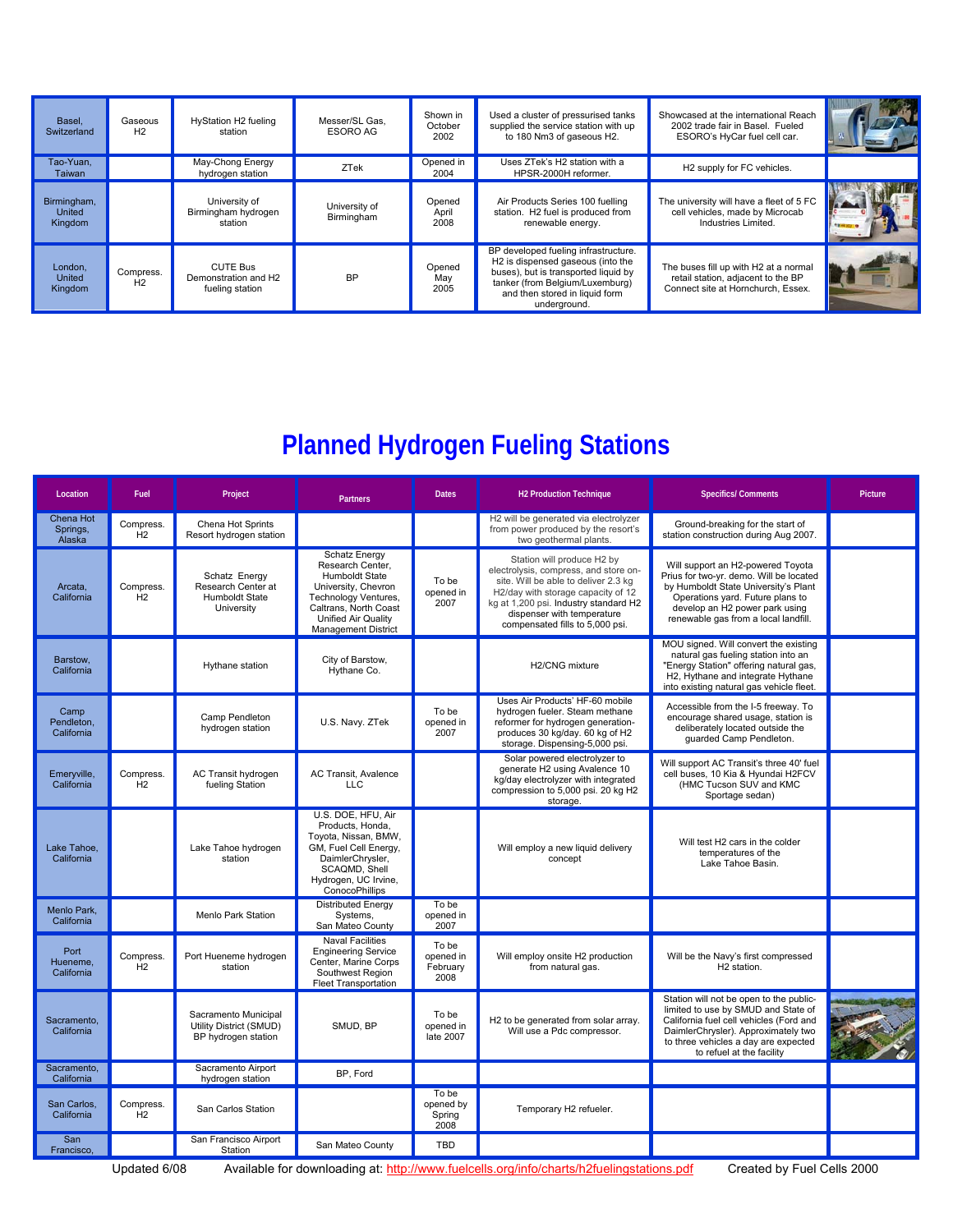| | | | | | | | |
|---|---|---|---|---|---|---|---|
| Basel, Switzerland | Gaseous H2 | HyStation H2 fueling station | Messer/SL Gas, ESORO AG | Shown in October 2002 | Used a cluster of pressurised tanks supplied the service station with up to 180 Nm3 of gaseous H2. | Showcased at the international Reach 2002 trade fair in Basel. Fueled ESORO's HyCar fuel cell car. | |
| Tao-Yuan, Taiwan | | May-Chong Energy hydrogen station | ZTek | Opened in 2004 | Uses ZTek's H2 station with a HPSR-2000H reformer. | H2 supply for FC vehicles. | |
| Birmingham, United Kingdom | | University of Birmingham hydrogen station | University of Birmingham | Opened April 2008 | Air Products Series 100 fuelling station. H2 fuel is produced from renewable energy. | The university will have a fleet of 5 FC cell vehicles, made by Microcab Industries Limited. | |
| London, United Kingdom | Compress. H2 | CUTE Bus Demonstration and H2 fueling station | BP | Opened May 2005 | BP developed fueling infrastructure. H2 is dispensed gaseous (into the buses), but is transported liquid by tanker (from Belgium/Luxemburg) and then stored in liquid form underground. | The buses fill up with H2 at a normal retail station, adjacent to the BP Connect site at Hornchurch, Essex. | |

# Planned Hydrogen Fueling Stations

| Location | Fuel | Project | Partners | Dates | H2 Production Technique | Specifics/ Comments | Picture |
|---|---|---|---|---|---|---|---|
| Chena Hot Springs, Alaska | Compress. H2 | Chena Hot Sprints Resort hydrogen station | | | H2 will be generated via electrolyzer from power produced by the resort's two geothermal plants. | Ground-breaking for the start of station construction during Aug 2007. | |
| Arcata, California | Compress. H2 | Schatz Energy Research Center at Humboldt State University | Schatz Energy Research Center, Humboldt State University, Chevron Technology Ventures, Caltrans, North Coast Unified Air Quality Management District | To be opened in 2007 | Station will produce H2 by electrolysis, compress, and store on-site. Will be able to deliver 2.3 kg H2/day with storage capacity of 12 kg at 1,200 psi. Industry standard H2 dispenser with temperature compensated fills to 5,000 psi. | Will support an H2-powered Toyota Prius for two-yr. demo. Will be located by Humboldt State University's Plant Operations yard. Future plans to develop an H2 power park using renewable gas from a local landfill. | |
| Barstow, California | | Hythane station | City of Barstow, Hythane Co. | | H2/CNG mixture | MOU signed. Will convert the existing natural gas fueling station into an "Energy Station" offering natural gas, H2, Hythane and integrate Hythane into existing natural gas vehicle fleet. | |
| Camp Pendleton, California | | Camp Pendleton hydrogen station | U.S. Navy. ZTek | To be opened in 2007 | Uses Air Products' HF-60 mobile hydrogen fueler. Steam methane reformer for hydrogen generation-produces 30 kg/day. 60 kg of H2 storage. Dispensing-5,000 psi. | Accessible from the I-5 freeway. To encourage shared usage, station is deliberately located outside the guarded Camp Pendleton. | |
| Emeryville, California | Compress. H2 | AC Transit hydrogen fueling Station | AC Transit, Avalence LLC | | Solar powered electrolyzer to generate H2 using Avalence 10 kg/day electrolyzer with integrated compression to 5,000 psi. 20 kg H2 storage. | Will support AC Transit's three 40' fuel cell buses, 10 Kia & Hyundai H2FCV (HMC Tucson SUV and KMC Sportage sedan) | |
| Lake Tahoe, California | | Lake Tahoe hydrogen station | U.S. DOE, HFU, Air Products, Honda, Toyota, Nissan, BMW, GM, Fuel Cell Energy, DaimlerChrysler, SCAQMD, Shell Hydrogen, UC Irvine, ConocoPhillips | | Will employ a new liquid delivery concept | Will test H2 cars in the colder temperatures of the Lake Tahoe Basin. | |
| Menlo Park, California | | Menlo Park Station | Distributed Energy Systems, San Mateo County | To be opened in 2007 | | | |
| Port Hueneme, California | Compress. H2 | Port Hueneme hydrogen station | Naval Facilities Engineering Service Center, Marine Corps Southwest Region Fleet Transportation | To be opened in February 2008 | Will employ onsite H2 production from natural gas. | Will be the Navy's first compressed H2 station. | |
| Sacramento, California | | Sacramento Municipal Utility District (SMUD) BP hydrogen station | SMUD, BP | To be opened in late 2007 | H2 to be generated from solar array. Will use a Pdc compressor. | Station will not be open to the public-limited to use by SMUD and State of California fuel cell vehicles (Ford and DaimlerChrysler). Approximately two to three vehicles a day are expected to refuel at the facility | |
| Sacramento, California | | Sacramento Airport hydrogen station | BP, Ford | | | | |
| San Carlos, California | Compress. H2 | San Carlos Station | | To be opened by Spring 2008 | Temporary H2 refueler. | | |
| San Francisco, | | San Francisco Airport Station | San Mateo County | TBD | | | |

Updated 6/08 Available for downloading at: http://www.fuelcells.org/info/charts/h2fuelingstations.pdf Created by Fuel Cells 2000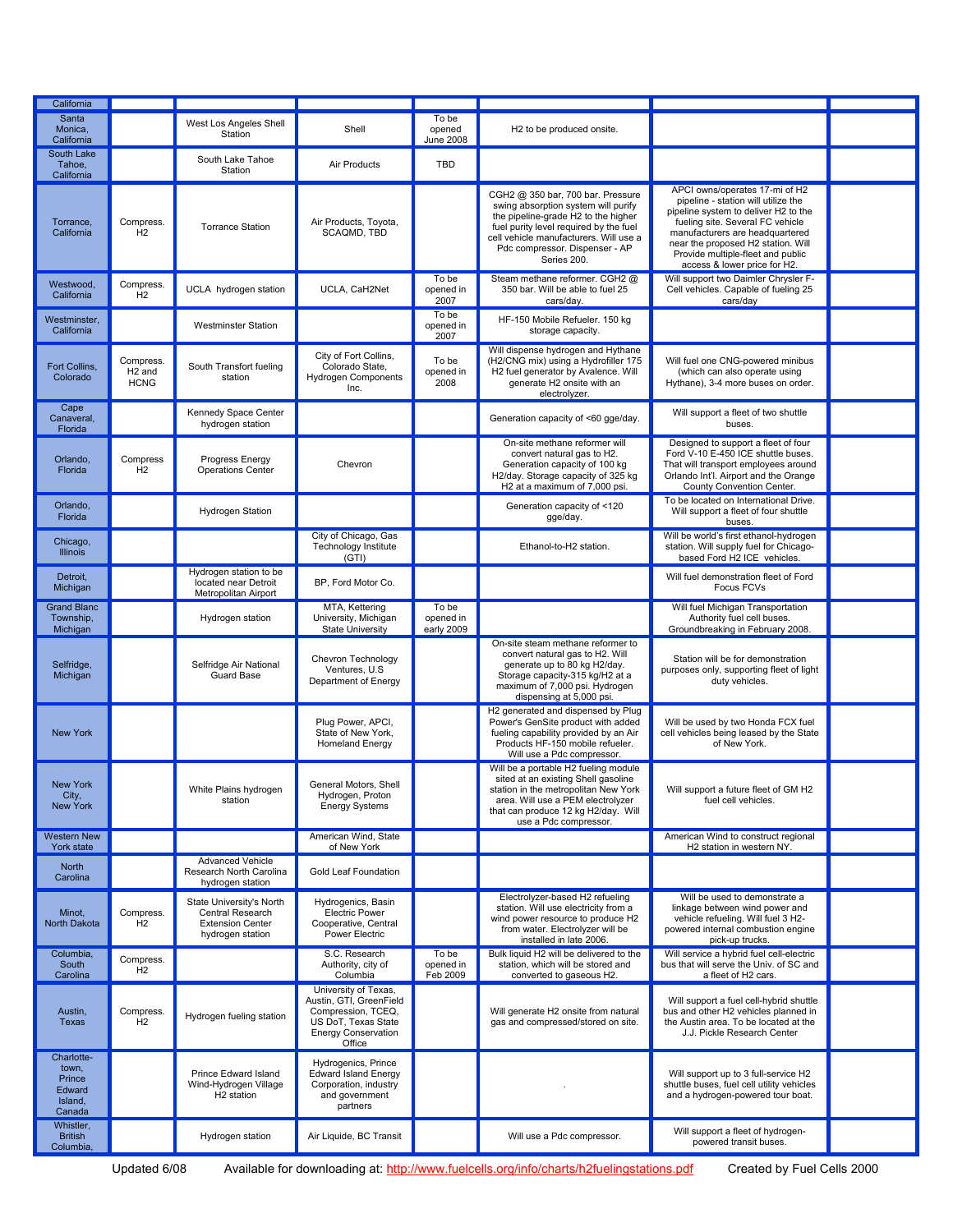| | | | | | | | |
|---|---|---|---|---|---|---|---|
| California | | | | | | | |
| Santa Monica, California | | West Los Angeles Shell Station | Shell | To be opened June 2008 | H2 to be produced onsite. | | |
| South Lake Tahoe, California | | South Lake Tahoe Station | Air Products | TBD | | | |
| Torrance, California | Compress. H2 | Torrance Station | Air Products, Toyota, SCAQMD, TBD | | CGH2 @ 350 bar, 700 bar. Pressure swing absorption system will purify the pipeline-grade H2 to the higher fuel purity level required by the fuel cell vehicle manufacturers. Will use a Pdc compressor. Dispenser - AP Series 200. | APCI owns/operates 17-mi of H2 pipeline - station will utilize the pipeline system to deliver H2 to the fueling site. Several FC vehicle manufacturers are headquartered near the proposed H2 station. Will Provide multiple-fleet and public access & lower price for H2. | |
| Westwood, California | Compress. H2 | UCLA hydrogen station | UCLA, CaH2Net | To be opened in 2007 | Steam methane reformer. CGH2 @ 350 bar. Will be able to fuel 25 cars/day. | Will support two Daimler Chrysler F-Cell vehicles. Capable of fueling 25 cars/day | |
| Westminster, California | | Westminster Station | | To be opened in 2007 | HF-150 Mobile Refueler. 150 kg storage capacity. | | |
| Fort Collins, Colorado | Compress. H2 and HCNG | South Transfort fueling station | City of Fort Collins, Colorado State, Hydrogen Components Inc. | To be opened in 2008 | Will dispense hydrogen and Hythane (H2/CNG mix) using a Hydrofiller 175 H2 fuel generator by Avalence. Will generate H2 onsite with an electrolyzer. | Will fuel one CNG-powered minibus (which can also operate using Hythane), 3-4 more buses on order. | |
| Cape Canaveral, Florida | | Kennedy Space Center hydrogen station | | | Generation capacity of <60 gge/day. | Will support a fleet of two shuttle buses. | |
| Orlando, Florida | Compress H2 | Progress Energy Operations Center | Chevron | | On-site methane reformer will convert natural gas to H2. Generation capacity of 100 kg H2/day. Storage capacity of 325 kg H2 at a maximum of 7,000 psi. | Designed to support a fleet of four Ford V-10 E-450 ICE shuttle buses. That will transport employees around Orlando Int'l. Airport and the Orange County Convention Center. | |
| Orlando, Florida | | Hydrogen Station | | | Generation capacity of <120 gge/day. | To be located on International Drive. Will support a fleet of four shuttle buses. | |
| Chicago, Illinois | | | City of Chicago, Gas Technology Institute (GTI) | | Ethanol-to-H2 station. | Will be world's first ethanol-hydrogen station. Will supply fuel for Chicago-based Ford H2 ICE vehicles. | |
| Detroit, Michigan | | Hydrogen station to be located near Detroit Metropolitan Airport | BP, Ford Motor Co. | | | Will fuel demonstration fleet of Ford Focus FCVs | |
| Grand Blanc Township, Michigan | | Hydrogen station | MTA, Kettering University, Michigan State University | To be opened in early 2009 | | Will fuel Michigan Transportation Authority fuel cell buses. Groundbreaking in February 2008. | |
| Selfridge, Michigan | | Selfridge Air National Guard Base | Chevron Technology Ventures, U.S Department of Energy | | On-site steam methane reformer to convert natural gas to H2. Will generate up to 80 kg H2/day. Storage capacity-315 kg/H2 at a maximum of 7,000 psi. Hydrogen dispensing at 5,000 psi. | Station will be for demonstration purposes only, supporting fleet of light duty vehicles. | |
| New York | | | Plug Power, APCI, State of New York, Homeland Energy | | H2 generated and dispensed by Plug Power's GenSite product with added fueling capability provided by an Air Products HF-150 mobile refueler. Will use a Pdc compressor. | Will be used by two Honda FCX fuel cell vehicles being leased by the State of New York. | |
| New York City, New York | | White Plains hydrogen station | General Motors, Shell Hydrogen, Proton Energy Systems | | Will be a portable H2 fueling module sited at an existing Shell gasoline station in the metropolitan New York area. Will use a PEM electrolyzer that can produce 12 kg H2/day. Will use a Pdc compressor. | Will support a future fleet of GM H2 fuel cell vehicles. | |
| Western New York state | | | American Wind, State of New York | | | American Wind to construct regional H2 station in western NY. | |
| North Carolina | | Advanced Vehicle Research North Carolina hydrogen station | Gold Leaf Foundation | | | | |
| Minot, North Dakota | Compress. H2 | State University's North Central Research Extension Center hydrogen station | Hydrogenics, Basin Electric Power Cooperative, Central Power Electric | | Electrolyzer-based H2 refueling station. Will use electricity from a wind power resource to produce H2 from water. Electrolyzer will be installed in late 2006. | Will be used to demonstrate a linkage between wind power and vehicle refueling. Will fuel 3 H2-powered internal combustion engine pick-up trucks. | |
| Columbia, South Carolina | Compress. H2 | | S.C. Research Authority, city of Columbia | To be opened in Feb 2009 | Bulk liquid H2 will be delivered to the station, which will be stored and converted to gaseous H2. | Will service a hybrid fuel cell-electric bus that will serve the Univ. of SC and a fleet of H2 cars. | |
| Austin, Texas | Compress. H2 | Hydrogen fueling station | University of Texas, Austin, GTI, GreenField Compression, TCEQ, US DoT, Texas State Energy Conservation Office | | Will generate H2 onsite from natural gas and compressed/stored on site. | Will support a fuel cell-hybrid shuttle bus and other H2 vehicles planned in the Austin area. To be located at the J.J. Pickle Research Center | |
| Charlotte-town, Prince Edward Island, Canada | | Prince Edward Island Wind-Hydrogen Village H2 station | Hydrogenics, Prince Edward Island Energy Corporation, industry and government partners | | . | Will support up to 3 full-service H2 shuttle buses, fuel cell utility vehicles and a hydrogen-powered tour boat. | |
| Whistler, British Columbia, | | Hydrogen station | Air Liquide, BC Transit | | Will use a Pdc compressor. | Will support a fleet of hydrogen-powered transit buses. | |

Updated 6/08 Available for downloading at: http://www.fuelcells.org/info/charts/h2fuelingstations.pdf Created by Fuel Cells 2000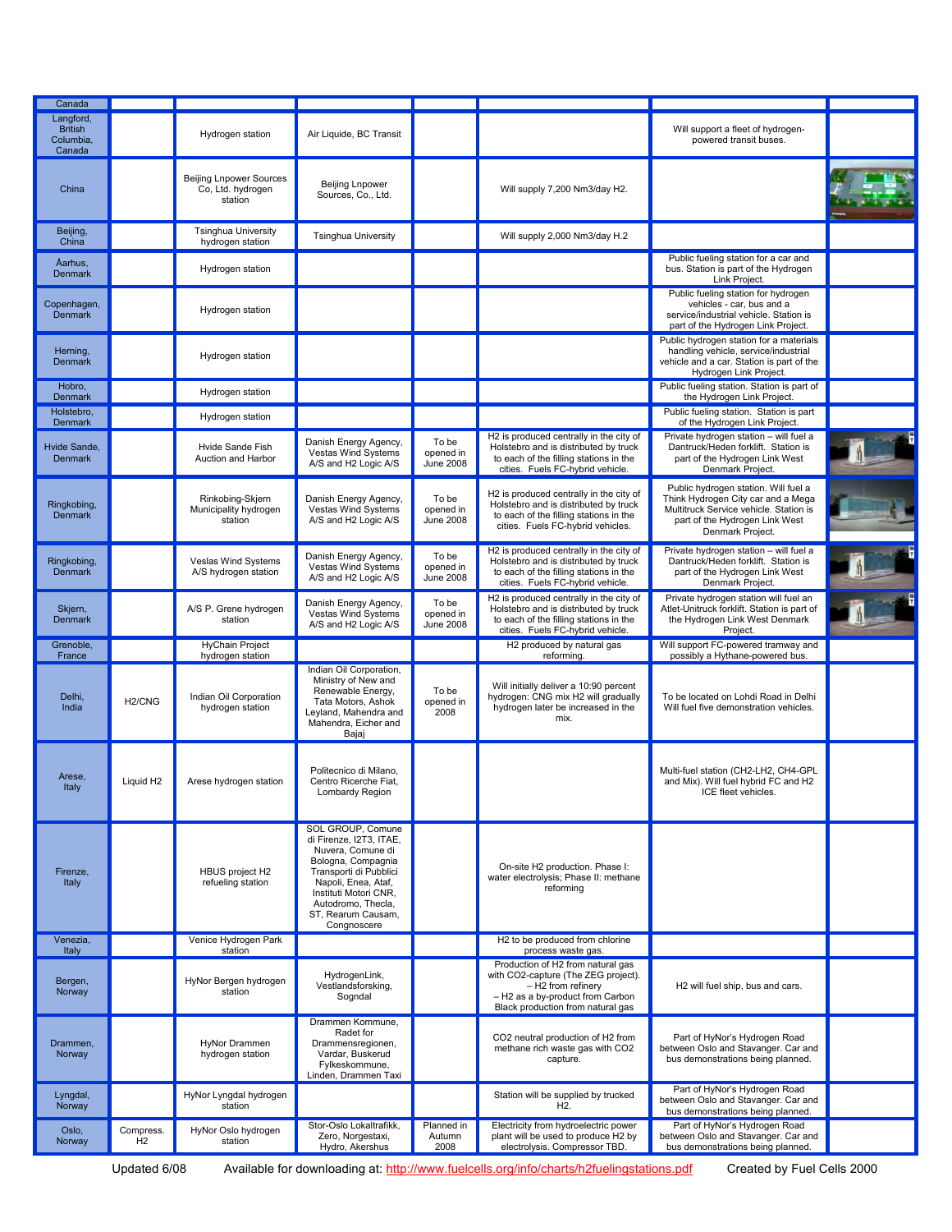| Canada | | | | | | | |
|---|---|---|---|---|---|---|---|
| Langford, British Columbia, Canada | | Hydrogen station | Air Liquide, BC Transit | | | Will support a fleet of hydrogen-powered transit buses. | |
| China | | Beijing Lnpower Sources Co, Ltd. hydrogen station | Beijing Lnpower Sources, Co., Ltd. | | Will supply 7,200 Nm3/day H2. | | |
| Beijing, China | | Tsinghua University hydrogen station | Tsinghua University | | Will supply 2,000 Nm3/day H.2 | | |
| Åarhus, Denmark | | Hydrogen station | | | | Public fueling station for a car and bus. Station is part of the Hydrogen Link Project. | |
| Copenhagen, Denmark | | Hydrogen station | | | | Public fueling station for hydrogen vehicles - car, bus and a service/industrial vehicle. Station is part of the Hydrogen Link Project. | |
| Herning, Denmark | | Hydrogen station | | | | Public hydrogen station for a materials handling vehicle, service/industrial vehicle and a car. Station is part of the Hydrogen Link Project. | |
| Hobro, Denmark | | Hydrogen station | | | | Public fueling station. Station is part of the Hydrogen Link Project. | |
| Holstebro, Denmark | | Hydrogen station | | | | Public fueling station. Station is part of the Hydrogen Link Project. | |
| Hvide Sande, Denmark | | Hvide Sande Fish Auction and Harbor | Danish Energy Agency, Vestas Wind Systems A/S and H2 Logic A/S | To be opened in June 2008 | H2 is produced centrally in the city of Holstebro and is distributed by truck to each of the filling stations in the cities. Fuels FC-hybrid vehicle. | Private hydrogen station – will fuel a Dantruck/Heden forklift. Station is part of the Hydrogen Link West Denmark Project. | |
| Ringkobing, Denmark | | Rinkobing-Skjern Municipality hydrogen station | Danish Energy Agency, Vestas Wind Systems A/S and H2 Logic A/S | To be opened in June 2008 | H2 is produced centrally in the city of Holstebro and is distributed by truck to each of the filling stations in the cities. Fuels FC-hybrid vehicles. | Public hydrogen station. Will fuel a Think Hydrogen City car and a Mega Multitruck Service vehicle. Station is part of the Hydrogen Link West Denmark Project. | |
| Ringkobing, Denmark | | Veslas Wind Systems A/S hydrogen station | Danish Energy Agency, Vestas Wind Systems A/S and H2 Logic A/S | To be opened in June 2008 | H2 is produced centrally in the city of Holstebro and is distributed by truck to each of the filling stations in the cities. Fuels FC-hybrid vehicle. | Private hydrogen station – will fuel a Dantruck/Heden forklift. Station is part of the Hydrogen Link West Denmark Project. | |
| Skjern, Denmark | | A/S P. Grene hydrogen station | Danish Energy Agency, Vestas Wind Systems A/S and H2 Logic A/S | To be opened in June 2008 | H2 is produced centrally in the city of Holstebro and is distributed by truck to each of the filling stations in the cities. Fuels FC-hybrid vehicle. | Private hydrogen station will fuel an Atlet-Unitruck forklift. Station is part of the Hydrogen Link West Denmark Project. | |
| Grenoble, France | | HyChain Project hydrogen station | | | H2 produced by natural gas reforming. | Will support FC-powered tramway and possibly a Hythane-powered bus. | |
| Delhi, India | H2/CNG | Indian Oil Corporation hydrogen station | Indian Oil Corporation, Ministry of New and Renewable Energy, Tata Motors, Ashok Leyland, Mahendra and Mahendra, Eicher and Bajaj | To be opened in 2008 | Will initially deliver a 10:90 percent hydrogen: CNG mix H2 will gradually hydrogen later be increased in the mix. | To be located on Lohdi Road in Delhi Will fuel five demonstration vehicles. | |
| Arese, Italy | Liquid H2 | Arese hydrogen station | Politecnico di Milano, Centro Ricerche Fiat, Lombardy Region | | | Multi-fuel station (CH2-LH2, CH4-GPL and Mix). Will fuel hybrid FC and H2 ICE fleet vehicles. | |
| Firenze, Italy | | HBUS project H2 refueling station | SOL GROUP, Comune di Firenze, I2T3, ITAE, Nuvera, Comune di Bologna, Compagnia Transporti di Pubblici Napoli, Enea, Ataf, Instituti Motori CNR, Autodromo, Thecla, ST, Rearum Causam, Congnoscere | | On-site H2 production. Phase I: water electrolysis; Phase II: methane reforming | | |
| Venezia, Italy | | Venice Hydrogen Park station | | | H2 to be produced from chlorine process waste gas. | | |
| Bergen, Norway | | HyNor Bergen hydrogen station | HydrogenLink, Vestlandsforsking, Sogndal | | Production of H2 from natural gas with CO2-capture (The ZEG project). – H2 from refinery – H2 as a by-product from Carbon Black production from natural gas | H2 will fuel ship, bus and cars. | |
| Drammen, Norway | | HyNor Drammen hydrogen station | Drammen Kommune, Radet for Drammensregionen, Vardar, Buskerud Fylkeskommune, Linden, Drammen Taxi | | CO2 neutral production of H2 from methane rich waste gas with CO2 capture. | Part of HyNor's Hydrogen Road between Oslo and Stavanger. Car and bus demonstrations being planned. | |
| Lyngdal, Norway | | HyNor Lyngdal hydrogen station | | | Station will be supplied by trucked H2. | Part of HyNor's Hydrogen Road between Oslo and Stavanger. Car and bus demonstrations being planned. | |
| Oslo, Norway | Compress. H2 | HyNor Oslo hydrogen station | Stor-Oslo Lokaltrafikk, Zero, Norgestaxi, Hydro, Akershus | Planned in Autumn 2008 | Electricity from hydroelectric power plant will be used to produce H2 by electrolysis. Compressor TBD. | Part of HyNor's Hydrogen Road between Oslo and Stavanger. Car and bus demonstrations being planned. | |

Updated 6/08 Available for downloading at: http://www.fuelcells.org/info/charts/h2fuelingstations.pdf Created by Fuel Cells 2000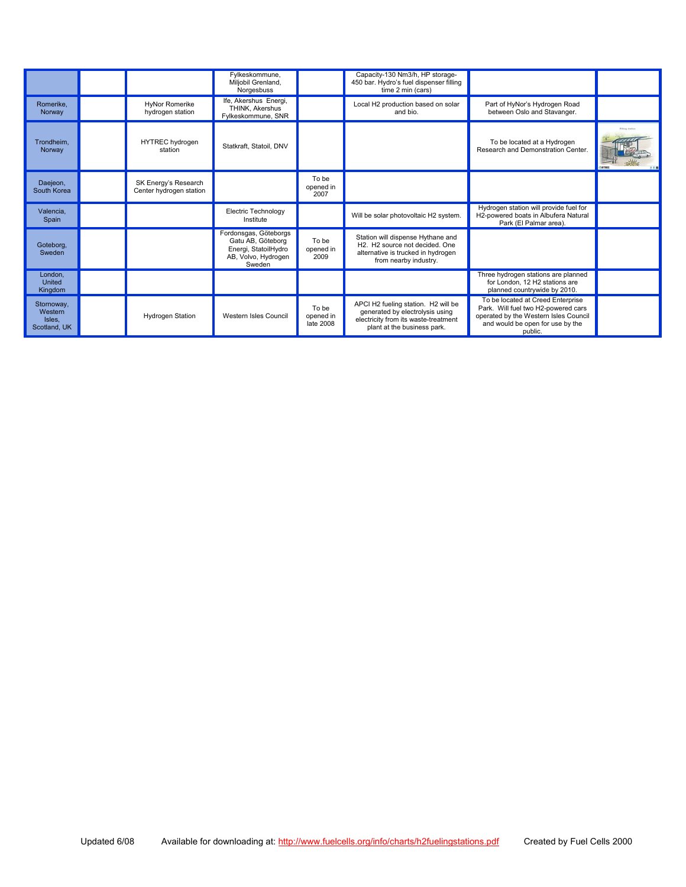| | | | | | | | |
|---|---|---|---|---|---|---|---|
| | | | Fylkeskommune, Miljobil Grenland, Norgesbuss | | Capacity-130 Nm3/h, HP storage-450 bar. Hydro's fuel dispenser filling time 2 min (cars) | | |
| Romerike, Norway | | HyNor Romerike hydrogen station | Ife, Akershus Energi, THINK, Akershus Fylkeskommune, SNR | | Local H2 production based on solar and bio. | Part of HyNor's Hydrogen Road between Oslo and Stavanger. | |
| Trondheim, Norway | | HYTREC hydrogen station | Statkraft, Statoil, DNV | | | To be located at a Hydrogen Research and Demonstration Center. | |
| Daejeon, South Korea | | SK Energy's Research Center hydrogen station | | To be opened in 2007 | | | |
| Valencia, Spain | | | Electric Technology Institute | | Will be solar photovoltaic H2 system. | Hydrogen station will provide fuel for H2-powered boats in Albufera Natural Park (El Palmar area). | |
| Goteborg, Sweden | | | Fordonsgas, Göteborgs Gatu AB, Göteborg Energi, StatoilHydro AB, Volvo, Hydrogen Sweden | To be opened in 2009 | Station will dispense Hythane and H2. H2 source not decided. One alternative is trucked in hydrogen from nearby industry. | | |
| London, United Kingdom | | | | | | Three hydrogen stations are planned for London, 12 H2 stations are planned countrywide by 2010. | |
| Stornoway, Western Isles, Scotland, UK | | Hydrogen Station | Western Isles Council | To be opened in late 2008 | APCI H2 fueling station. H2 will be generated by electrolysis using electricity from its waste-treatment plant at the business park. | To be located at Creed Enterprise Park. Will fuel two H2-powered cars operated by the Western Isles Council and would be open for use by the public. | |

Updated 6/08 Available for downloading at: http://www.fuelcells.org/info/charts/h2fuelingstations.pdf Created by Fuel Cells 2000